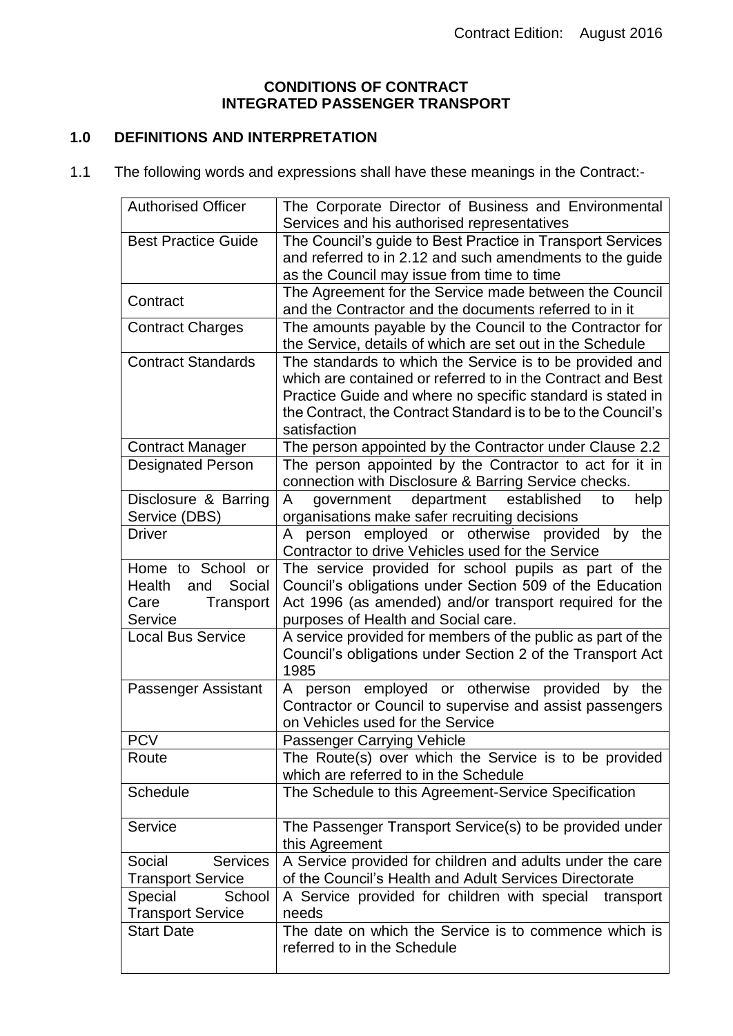Contract Edition: August 2016

# CONDITIONS OF CONTRACT
# INTEGRATED PASSENGER TRANSPORT

## 1.0 DEFINITIONS AND INTERPRETATION

1.1 The following words and expressions shall have these meanings in the Contract:-

| | |
|---|---|
| Authorised Officer | The Corporate Director of Business and Environmental Services and his authorised representatives |
| Best Practice Guide | The Council's guide to Best Practice in Transport Services and referred to in 2.12 and such amendments to the guide as the Council may issue from time to time |
| Contract | The Agreement for the Service made between the Council and the Contractor and the documents referred to in it |
| Contract Charges | The amounts payable by the Council to the Contractor for the Service, details of which are set out in the Schedule |
| Contract Standards | The standards to which the Service is to be provided and which are contained or referred to in the Contract and Best Practice Guide and where no specific standard is stated in the Contract, the Contract Standard is to be to the Council's satisfaction |
| Contract Manager | The person appointed by the Contractor under Clause 2.2 |
| Designated Person | The person appointed by the Contractor to act for it in connection with Disclosure & Barring Service checks. |
| Disclosure & Barring Service (DBS) | A government department established to help organisations make safer recruiting decisions |
| Driver | A person employed or otherwise provided by the Contractor to drive Vehicles used for the Service |
| Home to School or Health and Social Care Transport Service | The service provided for school pupils as part of the Council's obligations under Section 509 of the Education Act 1996 (as amended) and/or transport required for the purposes of Health and Social care. |
| Local Bus Service | A service provided for members of the public as part of the Council's obligations under Section 2 of the Transport Act 1985 |
| Passenger Assistant | A person employed or otherwise provided by the Contractor or Council to supervise and assist passengers on Vehicles used for the Service |
| PCV | Passenger Carrying Vehicle |
| Route | The Route(s) over which the Service is to be provided which are referred to in the Schedule |
| Schedule | The Schedule to this Agreement-Service Specification |
| Service | The Passenger Transport Service(s) to be provided under this Agreement |
| Social Services Transport Service | A Service provided for children and adults under the care of the Council's Health and Adult Services Directorate |
| Special School Transport Service | A Service provided for children with special transport needs |
| Start Date | The date on which the Service is to commence which is referred to in the Schedule |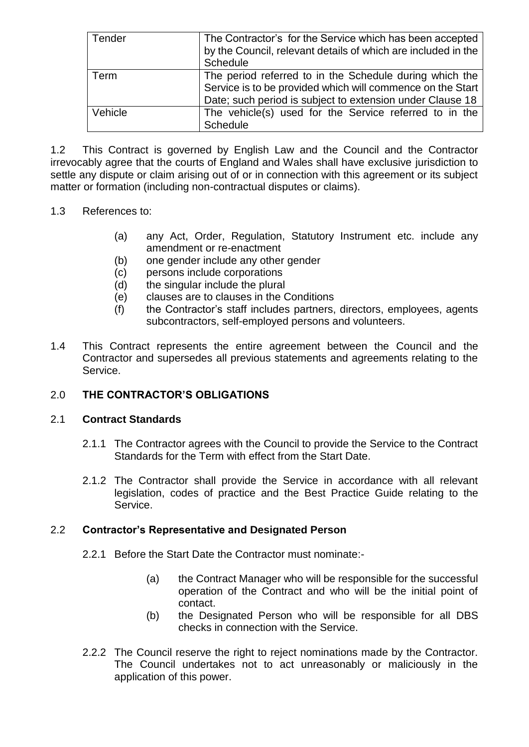| | |
|---|---|
| Tender | The Contractor's for the Service which has been accepted by the Council, relevant details of which are included in the Schedule |
| Term | The period referred to in the Schedule during which the Service is to be provided which will commence on the Start Date; such period is subject to extension under Clause 18 |
| Vehicle | The vehicle(s) used for the Service referred to in the Schedule |

1.2 This Contract is governed by English Law and the Council and the Contractor irrevocably agree that the courts of England and Wales shall have exclusive jurisdiction to settle any dispute or claim arising out of or in connection with this agreement or its subject matter or formation (including non-contractual disputes or claims).

1.3 References to:

- (a) any Act, Order, Regulation, Statutory Instrument etc. include any amendment or re-enactment
- (b) one gender include any other gender
- (c) persons include corporations
- (d) the singular include the plural
- (e) clauses are to clauses in the Conditions
- (f) the Contractor's staff includes partners, directors, employees, agents subcontractors, self-employed persons and volunteers.

1.4 This Contract represents the entire agreement between the Council and the Contractor and supersedes all previous statements and agreements relating to the Service.

## 2.0 THE CONTRACTOR'S OBLIGATIONS

### 2.1 Contract Standards

2.1.1 The Contractor agrees with the Council to provide the Service to the Contract Standards for the Term with effect from the Start Date.

2.1.2 The Contractor shall provide the Service in accordance with all relevant legislation, codes of practice and the Best Practice Guide relating to the Service.

### 2.2 Contractor's Representative and Designated Person

2.2.1 Before the Start Date the Contractor must nominate:-

- (a) the Contract Manager who will be responsible for the successful operation of the Contract and who will be the initial point of contact.
- (b) the Designated Person who will be responsible for all DBS checks in connection with the Service.

2.2.2 The Council reserve the right to reject nominations made by the Contractor. The Council undertakes not to act unreasonably or maliciously in the application of this power.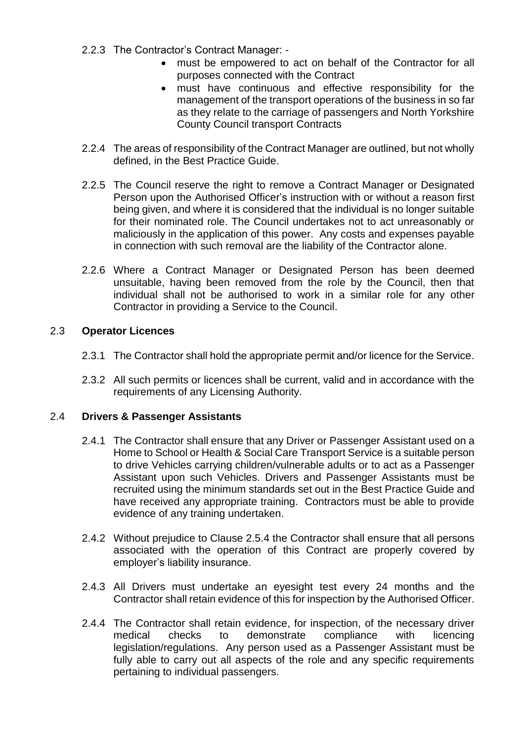2.2.3 The Contractor's Contract Manager: -

- must be empowered to act on behalf of the Contractor for all purposes connected with the Contract
- must have continuous and effective responsibility for the management of the transport operations of the business in so far as they relate to the carriage of passengers and North Yorkshire County Council transport Contracts

2.2.4 The areas of responsibility of the Contract Manager are outlined, but not wholly defined, in the Best Practice Guide.

2.2.5 The Council reserve the right to remove a Contract Manager or Designated Person upon the Authorised Officer's instruction with or without a reason first being given, and where it is considered that the individual is no longer suitable for their nominated role. The Council undertakes not to act unreasonably or maliciously in the application of this power. Any costs and expenses payable in connection with such removal are the liability of the Contractor alone.

2.2.6 Where a Contract Manager or Designated Person has been deemed unsuitable, having been removed from the role by the Council, then that individual shall not be authorised to work in a similar role for any other Contractor in providing a Service to the Council.

## 2.3 **Operator Licences**

2.3.1 The Contractor shall hold the appropriate permit and/or licence for the Service.

2.3.2 All such permits or licences shall be current, valid and in accordance with the requirements of any Licensing Authority.

## 2.4 **Drivers & Passenger Assistants**

2.4.1 The Contractor shall ensure that any Driver or Passenger Assistant used on a Home to School or Health & Social Care Transport Service is a suitable person to drive Vehicles carrying children/vulnerable adults or to act as a Passenger Assistant upon such Vehicles. Drivers and Passenger Assistants must be recruited using the minimum standards set out in the Best Practice Guide and have received any appropriate training. Contractors must be able to provide evidence of any training undertaken.

2.4.2 Without prejudice to Clause 2.5.4 the Contractor shall ensure that all persons associated with the operation of this Contract are properly covered by employer's liability insurance.

2.4.3 All Drivers must undertake an eyesight test every 24 months and the Contractor shall retain evidence of this for inspection by the Authorised Officer.

2.4.4 The Contractor shall retain evidence, for inspection, of the necessary driver medical checks to demonstrate compliance with licencing legislation/regulations. Any person used as a Passenger Assistant must be fully able to carry out all aspects of the role and any specific requirements pertaining to individual passengers.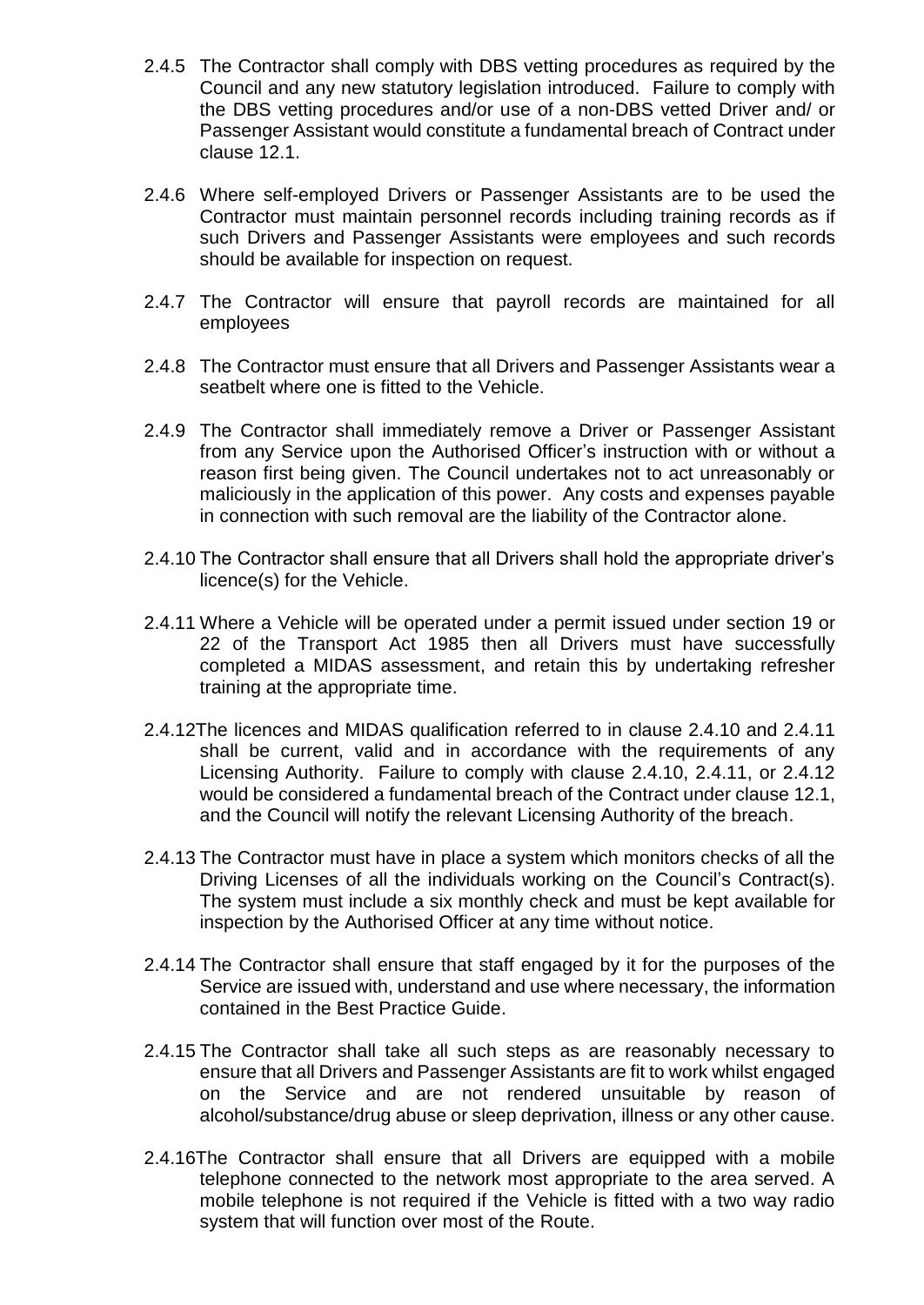2.4.5 The Contractor shall comply with DBS vetting procedures as required by the Council and any new statutory legislation introduced. Failure to comply with the DBS vetting procedures and/or use of a non-DBS vetted Driver and/ or Passenger Assistant would constitute a fundamental breach of Contract under clause 12.1.

2.4.6 Where self-employed Drivers or Passenger Assistants are to be used the Contractor must maintain personnel records including training records as if such Drivers and Passenger Assistants were employees and such records should be available for inspection on request.

2.4.7 The Contractor will ensure that payroll records are maintained for all employees

2.4.8 The Contractor must ensure that all Drivers and Passenger Assistants wear a seatbelt where one is fitted to the Vehicle.

2.4.9 The Contractor shall immediately remove a Driver or Passenger Assistant from any Service upon the Authorised Officer's instruction with or without a reason first being given. The Council undertakes not to act unreasonably or maliciously in the application of this power. Any costs and expenses payable in connection with such removal are the liability of the Contractor alone.

2.4.10 The Contractor shall ensure that all Drivers shall hold the appropriate driver's licence(s) for the Vehicle.

2.4.11 Where a Vehicle will be operated under a permit issued under section 19 or 22 of the Transport Act 1985 then all Drivers must have successfully completed a MIDAS assessment, and retain this by undertaking refresher training at the appropriate time.

2.4.12 The licences and MIDAS qualification referred to in clause 2.4.10 and 2.4.11 shall be current, valid and in accordance with the requirements of any Licensing Authority. Failure to comply with clause 2.4.10, 2.4.11, or 2.4.12 would be considered a fundamental breach of the Contract under clause 12.1, and the Council will notify the relevant Licensing Authority of the breach.

2.4.13 The Contractor must have in place a system which monitors checks of all the Driving Licenses of all the individuals working on the Council's Contract(s). The system must include a six monthly check and must be kept available for inspection by the Authorised Officer at any time without notice.

2.4.14 The Contractor shall ensure that staff engaged by it for the purposes of the Service are issued with, understand and use where necessary, the information contained in the Best Practice Guide.

2.4.15 The Contractor shall take all such steps as are reasonably necessary to ensure that all Drivers and Passenger Assistants are fit to work whilst engaged on the Service and are not rendered unsuitable by reason of alcohol/substance/drug abuse or sleep deprivation, illness or any other cause.

2.4.16 The Contractor shall ensure that all Drivers are equipped with a mobile telephone connected to the network most appropriate to the area served. A mobile telephone is not required if the Vehicle is fitted with a two way radio system that will function over most of the Route.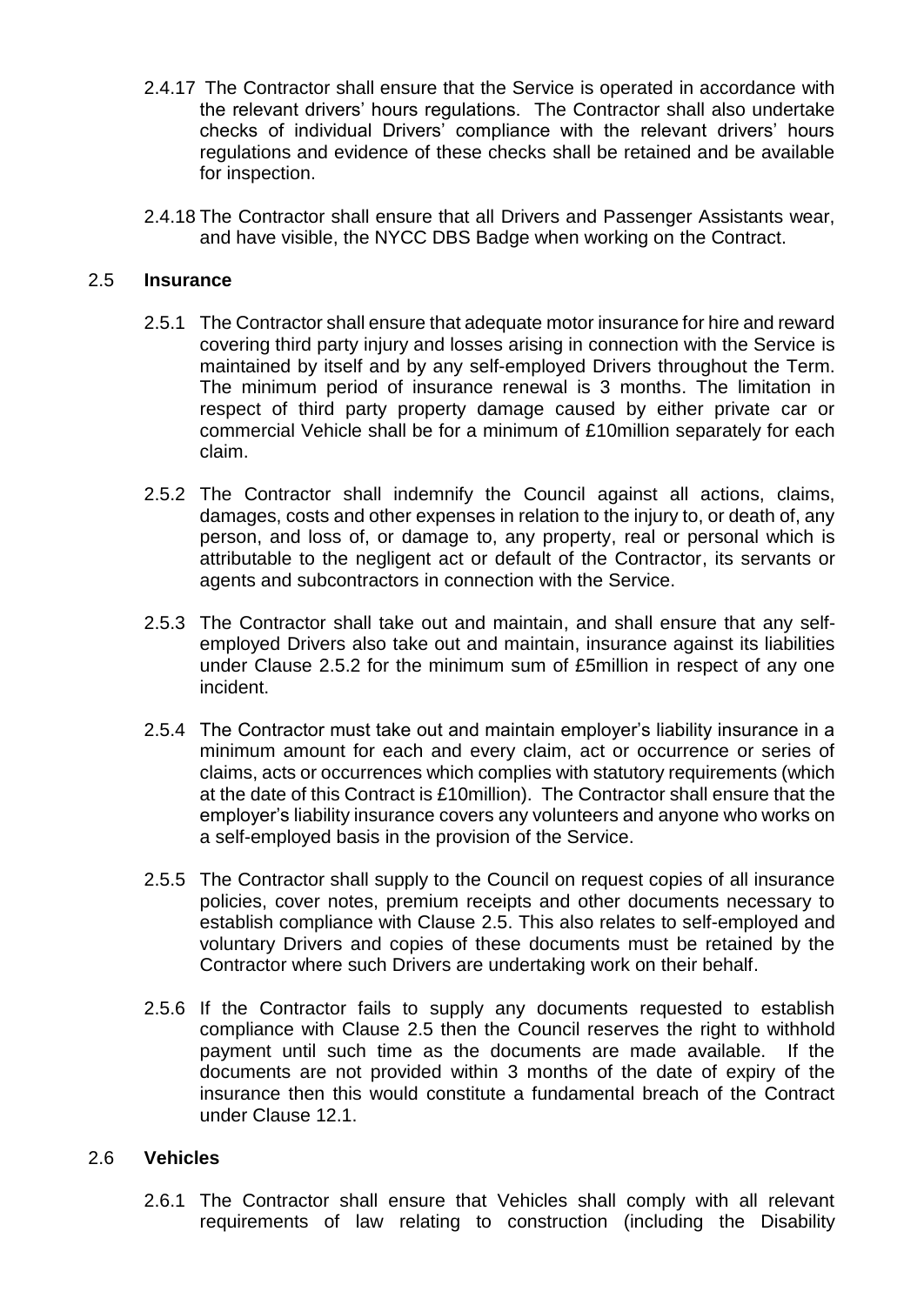2.4.17 The Contractor shall ensure that the Service is operated in accordance with the relevant drivers' hours regulations. The Contractor shall also undertake checks of individual Drivers' compliance with the relevant drivers' hours regulations and evidence of these checks shall be retained and be available for inspection.

2.4.18 The Contractor shall ensure that all Drivers and Passenger Assistants wear, and have visible, the NYCC DBS Badge when working on the Contract.

## 2.5 **Insurance**

2.5.1 The Contractor shall ensure that adequate motor insurance for hire and reward covering third party injury and losses arising in connection with the Service is maintained by itself and by any self-employed Drivers throughout the Term. The minimum period of insurance renewal is 3 months. The limitation in respect of third party property damage caused by either private car or commercial Vehicle shall be for a minimum of £10million separately for each claim.

2.5.2 The Contractor shall indemnify the Council against all actions, claims, damages, costs and other expenses in relation to the injury to, or death of, any person, and loss of, or damage to, any property, real or personal which is attributable to the negligent act or default of the Contractor, its servants or agents and subcontractors in connection with the Service.

2.5.3 The Contractor shall take out and maintain, and shall ensure that any self-employed Drivers also take out and maintain, insurance against its liabilities under Clause 2.5.2 for the minimum sum of £5million in respect of any one incident.

2.5.4 The Contractor must take out and maintain employer's liability insurance in a minimum amount for each and every claim, act or occurrence or series of claims, acts or occurrences which complies with statutory requirements (which at the date of this Contract is £10million). The Contractor shall ensure that the employer's liability insurance covers any volunteers and anyone who works on a self-employed basis in the provision of the Service.

2.5.5 The Contractor shall supply to the Council on request copies of all insurance policies, cover notes, premium receipts and other documents necessary to establish compliance with Clause 2.5. This also relates to self-employed and voluntary Drivers and copies of these documents must be retained by the Contractor where such Drivers are undertaking work on their behalf.

2.5.6 If the Contractor fails to supply any documents requested to establish compliance with Clause 2.5 then the Council reserves the right to withhold payment until such time as the documents are made available. If the documents are not provided within 3 months of the date of expiry of the insurance then this would constitute a fundamental breach of the Contract under Clause 12.1.

## 2.6 **Vehicles**

2.6.1 The Contractor shall ensure that Vehicles shall comply with all relevant requirements of law relating to construction (including the Disability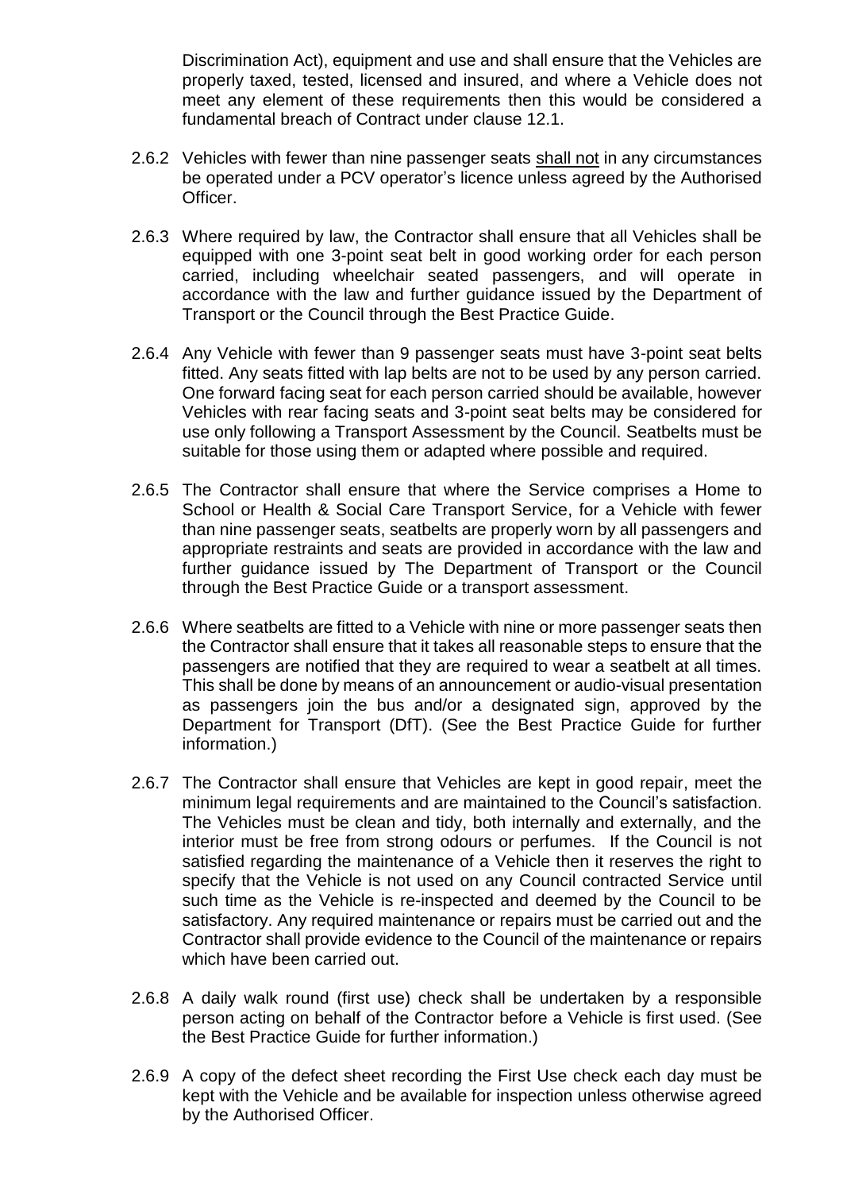Discrimination Act), equipment and use and shall ensure that the Vehicles are properly taxed, tested, licensed and insured, and where a Vehicle does not meet any element of these requirements then this would be considered a fundamental breach of Contract under clause 12.1.

2.6.2 Vehicles with fewer than nine passenger seats <u>shall not</u> in any circumstances be operated under a PCV operator's licence unless agreed by the Authorised Officer.

2.6.3 Where required by law, the Contractor shall ensure that all Vehicles shall be equipped with one 3-point seat belt in good working order for each person carried, including wheelchair seated passengers, and will operate in accordance with the law and further guidance issued by the Department of Transport or the Council through the Best Practice Guide.

2.6.4 Any Vehicle with fewer than 9 passenger seats must have 3-point seat belts fitted. Any seats fitted with lap belts are not to be used by any person carried. One forward facing seat for each person carried should be available, however Vehicles with rear facing seats and 3-point seat belts may be considered for use only following a Transport Assessment by the Council. Seatbelts must be suitable for those using them or adapted where possible and required.

2.6.5 The Contractor shall ensure that where the Service comprises a Home to School or Health & Social Care Transport Service, for a Vehicle with fewer than nine passenger seats, seatbelts are properly worn by all passengers and appropriate restraints and seats are provided in accordance with the law and further guidance issued by The Department of Transport or the Council through the Best Practice Guide or a transport assessment.

2.6.6 Where seatbelts are fitted to a Vehicle with nine or more passenger seats then the Contractor shall ensure that it takes all reasonable steps to ensure that the passengers are notified that they are required to wear a seatbelt at all times. This shall be done by means of an announcement or audio-visual presentation as passengers join the bus and/or a designated sign, approved by the Department for Transport (DfT). (See the Best Practice Guide for further information.)

2.6.7 The Contractor shall ensure that Vehicles are kept in good repair, meet the minimum legal requirements and are maintained to the Council's satisfaction. The Vehicles must be clean and tidy, both internally and externally, and the interior must be free from strong odours or perfumes. If the Council is not satisfied regarding the maintenance of a Vehicle then it reserves the right to specify that the Vehicle is not used on any Council contracted Service until such time as the Vehicle is re-inspected and deemed by the Council to be satisfactory. Any required maintenance or repairs must be carried out and the Contractor shall provide evidence to the Council of the maintenance or repairs which have been carried out.

2.6.8 A daily walk round (first use) check shall be undertaken by a responsible person acting on behalf of the Contractor before a Vehicle is first used. (See the Best Practice Guide for further information.)

2.6.9 A copy of the defect sheet recording the First Use check each day must be kept with the Vehicle and be available for inspection unless otherwise agreed by the Authorised Officer.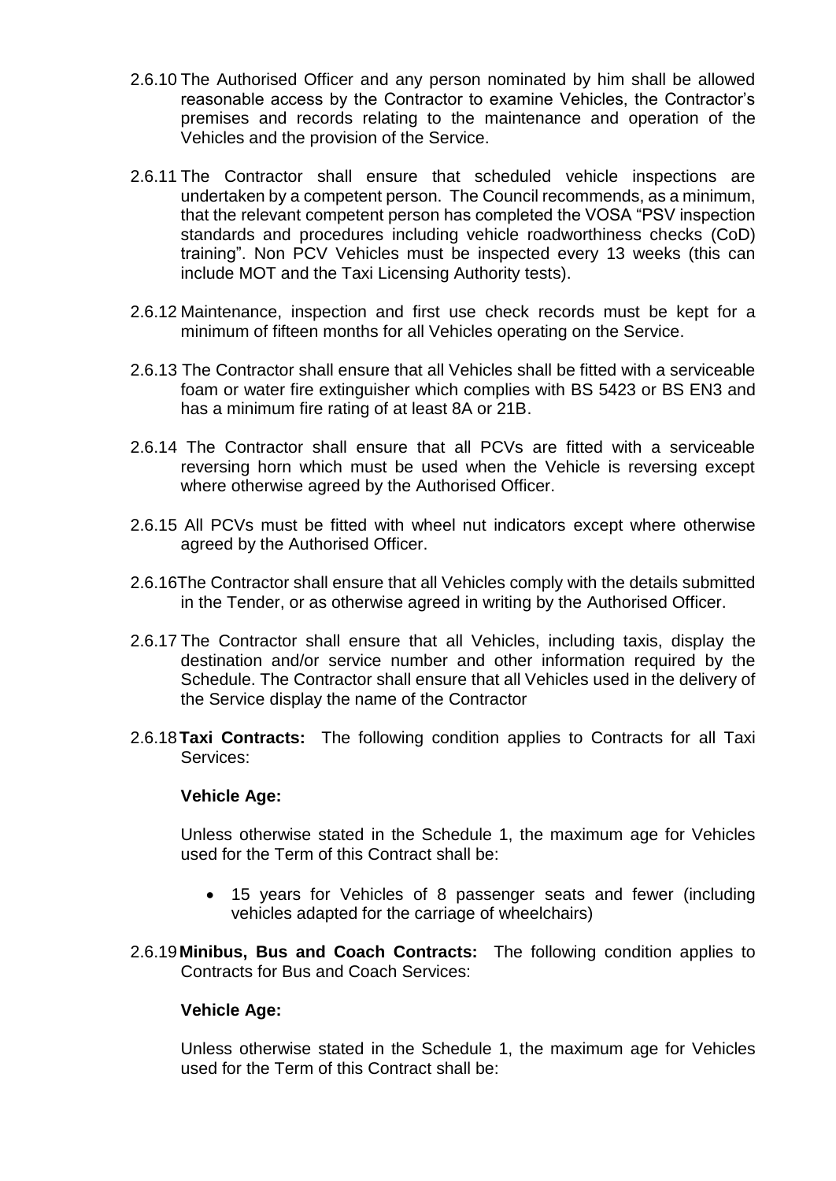2.6.10 The Authorised Officer and any person nominated by him shall be allowed reasonable access by the Contractor to examine Vehicles, the Contractor's premises and records relating to the maintenance and operation of the Vehicles and the provision of the Service.

2.6.11 The Contractor shall ensure that scheduled vehicle inspections are undertaken by a competent person. The Council recommends, as a minimum, that the relevant competent person has completed the VOSA "PSV inspection standards and procedures including vehicle roadworthiness checks (CoD) training". Non PCV Vehicles must be inspected every 13 weeks (this can include MOT and the Taxi Licensing Authority tests).

2.6.12 Maintenance, inspection and first use check records must be kept for a minimum of fifteen months for all Vehicles operating on the Service.

2.6.13 The Contractor shall ensure that all Vehicles shall be fitted with a serviceable foam or water fire extinguisher which complies with BS 5423 or BS EN3 and has a minimum fire rating of at least 8A or 21B.

2.6.14 The Contractor shall ensure that all PCVs are fitted with a serviceable reversing horn which must be used when the Vehicle is reversing except where otherwise agreed by the Authorised Officer.

2.6.15 All PCVs must be fitted with wheel nut indicators except where otherwise agreed by the Authorised Officer.

2.6.16 The Contractor shall ensure that all Vehicles comply with the details submitted in the Tender, or as otherwise agreed in writing by the Authorised Officer.

2.6.17 The Contractor shall ensure that all Vehicles, including taxis, display the destination and/or service number and other information required by the Schedule. The Contractor shall ensure that all Vehicles used in the delivery of the Service display the name of the Contractor

2.6.18 **Taxi Contracts:** The following condition applies to Contracts for all Taxi Services:

**Vehicle Age:**

Unless otherwise stated in the Schedule 1, the maximum age for Vehicles used for the Term of this Contract shall be:

- 15 years for Vehicles of 8 passenger seats and fewer (including vehicles adapted for the carriage of wheelchairs)

2.6.19 **Minibus, Bus and Coach Contracts:** The following condition applies to Contracts for Bus and Coach Services:

**Vehicle Age:**

Unless otherwise stated in the Schedule 1, the maximum age for Vehicles used for the Term of this Contract shall be: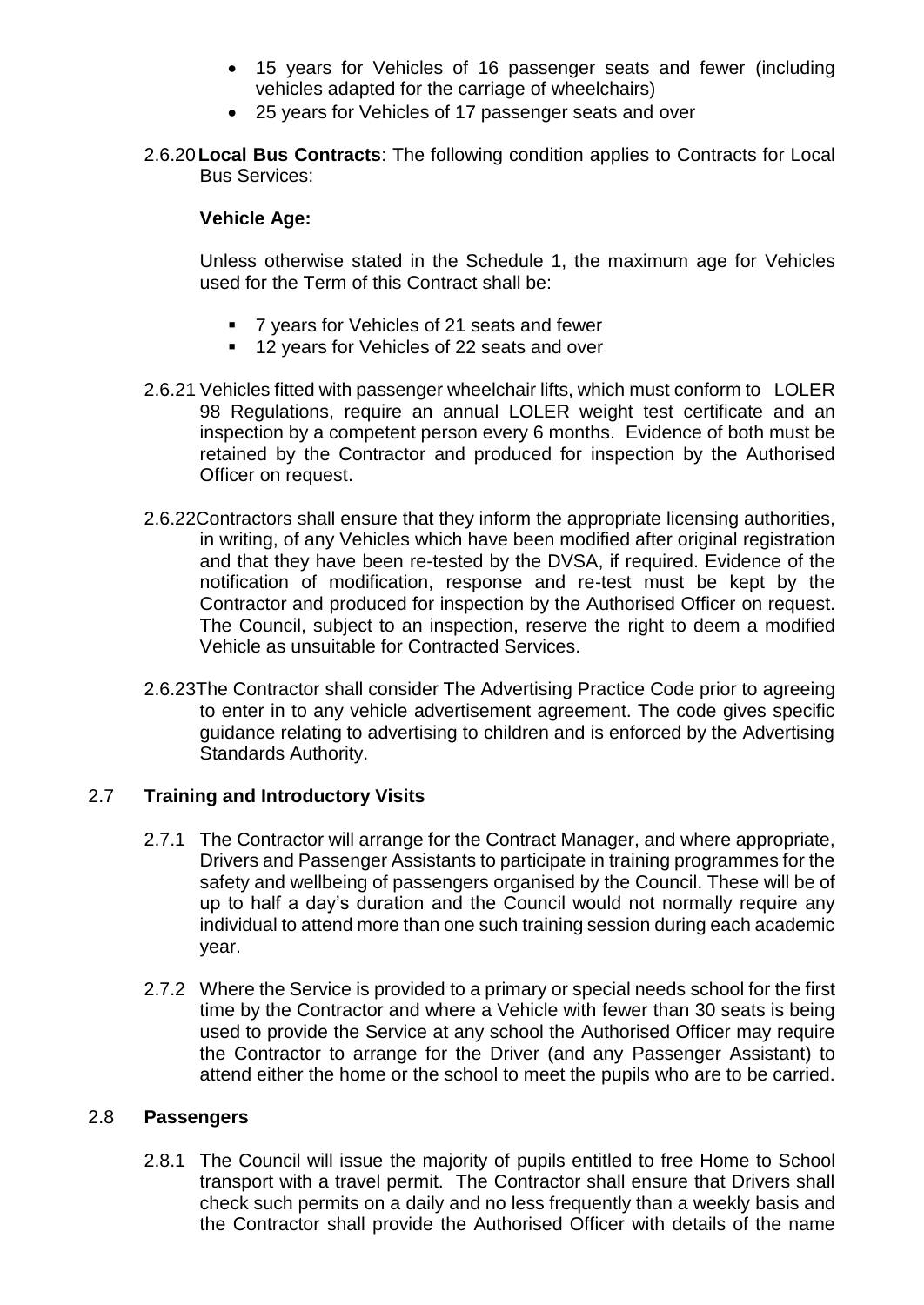- 15 years for Vehicles of 16 passenger seats and fewer (including vehicles adapted for the carriage of wheelchairs)
- 25 years for Vehicles of 17 passenger seats and over

2.6.20 **Local Bus Contracts**: The following condition applies to Contracts for Local Bus Services:

**Vehicle Age:**

Unless otherwise stated in the Schedule 1, the maximum age for Vehicles used for the Term of this Contract shall be:

- 7 years for Vehicles of 21 seats and fewer
- 12 years for Vehicles of 22 seats and over

2.6.21 Vehicles fitted with passenger wheelchair lifts, which must conform to LOLER 98 Regulations, require an annual LOLER weight test certificate and an inspection by a competent person every 6 months. Evidence of both must be retained by the Contractor and produced for inspection by the Authorised Officer on request.

2.6.22 Contractors shall ensure that they inform the appropriate licensing authorities, in writing, of any Vehicles which have been modified after original registration and that they have been re-tested by the DVSA, if required. Evidence of the notification of modification, response and re-test must be kept by the Contractor and produced for inspection by the Authorised Officer on request. The Council, subject to an inspection, reserve the right to deem a modified Vehicle as unsuitable for Contracted Services.

2.6.23 The Contractor shall consider The Advertising Practice Code prior to agreeing to enter in to any vehicle advertisement agreement. The code gives specific guidance relating to advertising to children and is enforced by the Advertising Standards Authority.

## 2.7 Training and Introductory Visits

2.7.1 The Contractor will arrange for the Contract Manager, and where appropriate, Drivers and Passenger Assistants to participate in training programmes for the safety and wellbeing of passengers organised by the Council. These will be of up to half a day's duration and the Council would not normally require any individual to attend more than one such training session during each academic year.

2.7.2 Where the Service is provided to a primary or special needs school for the first time by the Contractor and where a Vehicle with fewer than 30 seats is being used to provide the Service at any school the Authorised Officer may require the Contractor to arrange for the Driver (and any Passenger Assistant) to attend either the home or the school to meet the pupils who are to be carried.

## 2.8 Passengers

2.8.1 The Council will issue the majority of pupils entitled to free Home to School transport with a travel permit. The Contractor shall ensure that Drivers shall check such permits on a daily and no less frequently than a weekly basis and the Contractor shall provide the Authorised Officer with details of the name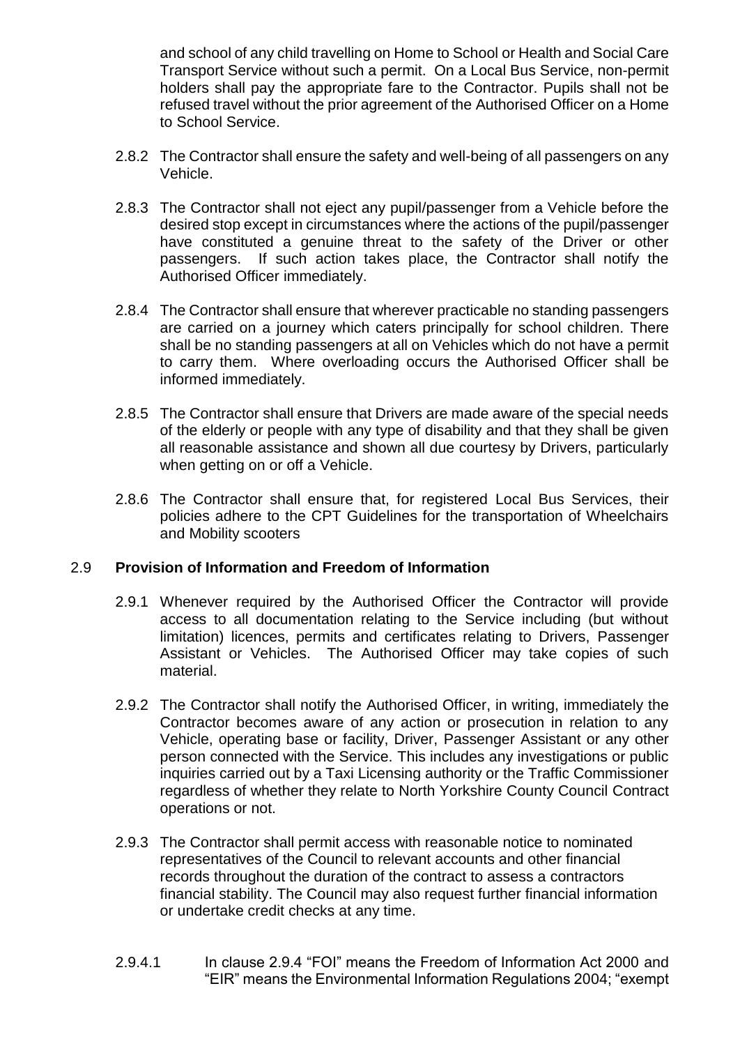and school of any child travelling on Home to School or Health and Social Care Transport Service without such a permit. On a Local Bus Service, non-permit holders shall pay the appropriate fare to the Contractor. Pupils shall not be refused travel without the prior agreement of the Authorised Officer on a Home to School Service.

2.8.2 The Contractor shall ensure the safety and well-being of all passengers on any Vehicle.

2.8.3 The Contractor shall not eject any pupil/passenger from a Vehicle before the desired stop except in circumstances where the actions of the pupil/passenger have constituted a genuine threat to the safety of the Driver or other passengers. If such action takes place, the Contractor shall notify the Authorised Officer immediately.

2.8.4 The Contractor shall ensure that wherever practicable no standing passengers are carried on a journey which caters principally for school children. There shall be no standing passengers at all on Vehicles which do not have a permit to carry them. Where overloading occurs the Authorised Officer shall be informed immediately.

2.8.5 The Contractor shall ensure that Drivers are made aware of the special needs of the elderly or people with any type of disability and that they shall be given all reasonable assistance and shown all due courtesy by Drivers, particularly when getting on or off a Vehicle.

2.8.6 The Contractor shall ensure that, for registered Local Bus Services, their policies adhere to the CPT Guidelines for the transportation of Wheelchairs and Mobility scooters

## 2.9 **Provision of Information and Freedom of Information**

2.9.1 Whenever required by the Authorised Officer the Contractor will provide access to all documentation relating to the Service including (but without limitation) licences, permits and certificates relating to Drivers, Passenger Assistant or Vehicles. The Authorised Officer may take copies of such material.

2.9.2 The Contractor shall notify the Authorised Officer, in writing, immediately the Contractor becomes aware of any action or prosecution in relation to any Vehicle, operating base or facility, Driver, Passenger Assistant or any other person connected with the Service. This includes any investigations or public inquiries carried out by a Taxi Licensing authority or the Traffic Commissioner regardless of whether they relate to North Yorkshire County Council Contract operations or not.

2.9.3 The Contractor shall permit access with reasonable notice to nominated representatives of the Council to relevant accounts and other financial records throughout the duration of the contract to assess a contractors financial stability. The Council may also request further financial information or undertake credit checks at any time.

2.9.4.1 In clause 2.9.4 "FOI" means the Freedom of Information Act 2000 and "EIR" means the Environmental Information Regulations 2004; "exempt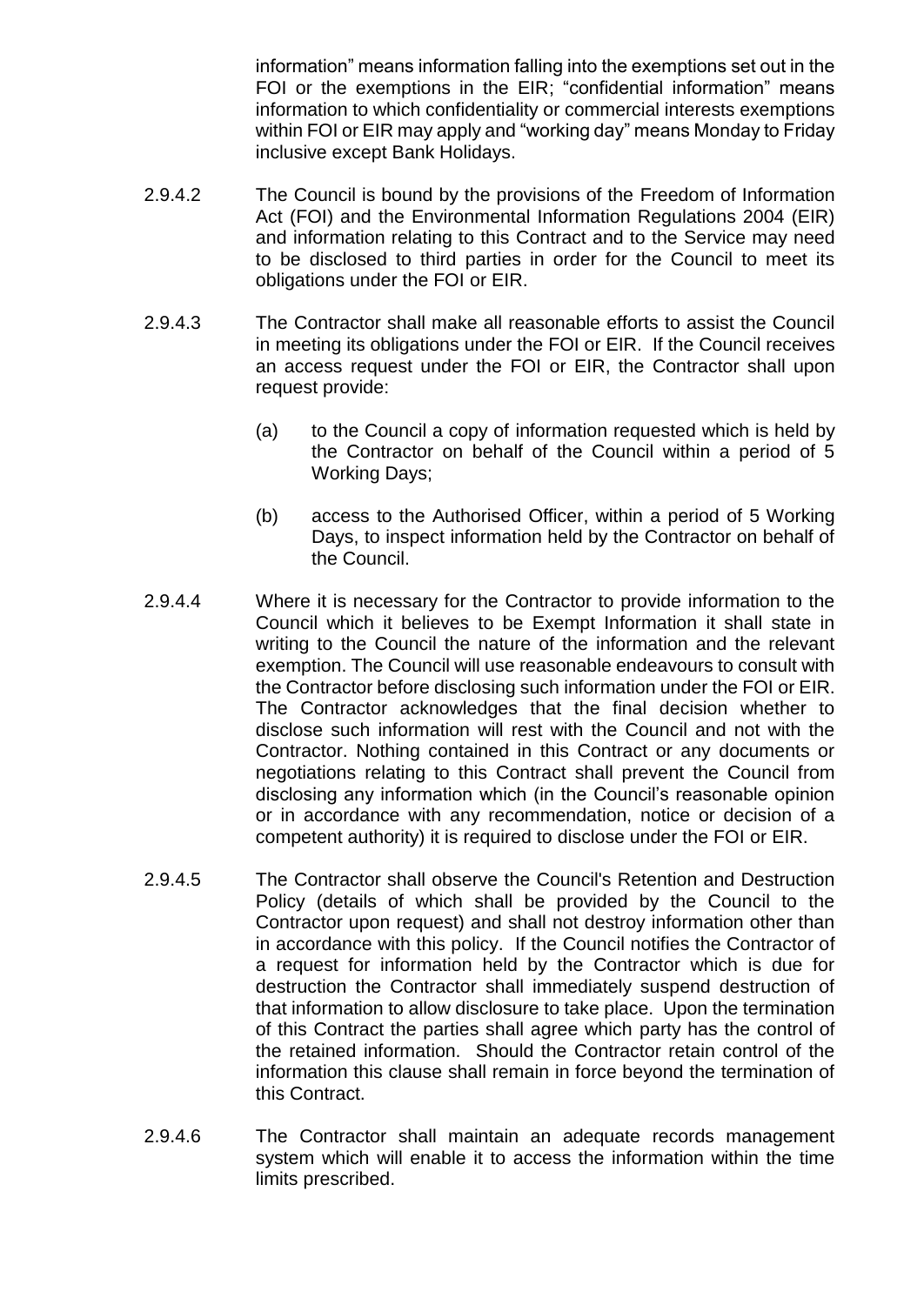information" means information falling into the exemptions set out in the FOI or the exemptions in the EIR; "confidential information" means information to which confidentiality or commercial interests exemptions within FOI or EIR may apply and "working day" means Monday to Friday inclusive except Bank Holidays.

2.9.4.2 The Council is bound by the provisions of the Freedom of Information Act (FOI) and the Environmental Information Regulations 2004 (EIR) and information relating to this Contract and to the Service may need to be disclosed to third parties in order for the Council to meet its obligations under the FOI or EIR.

2.9.4.3 The Contractor shall make all reasonable efforts to assist the Council in meeting its obligations under the FOI or EIR. If the Council receives an access request under the FOI or EIR, the Contractor shall upon request provide:

(a) to the Council a copy of information requested which is held by the Contractor on behalf of the Council within a period of 5 Working Days;

(b) access to the Authorised Officer, within a period of 5 Working Days, to inspect information held by the Contractor on behalf of the Council.

2.9.4.4 Where it is necessary for the Contractor to provide information to the Council which it believes to be Exempt Information it shall state in writing to the Council the nature of the information and the relevant exemption. The Council will use reasonable endeavours to consult with the Contractor before disclosing such information under the FOI or EIR. The Contractor acknowledges that the final decision whether to disclose such information will rest with the Council and not with the Contractor. Nothing contained in this Contract or any documents or negotiations relating to this Contract shall prevent the Council from disclosing any information which (in the Council's reasonable opinion or in accordance with any recommendation, notice or decision of a competent authority) it is required to disclose under the FOI or EIR.

2.9.4.5 The Contractor shall observe the Council's Retention and Destruction Policy (details of which shall be provided by the Council to the Contractor upon request) and shall not destroy information other than in accordance with this policy. If the Council notifies the Contractor of a request for information held by the Contractor which is due for destruction the Contractor shall immediately suspend destruction of that information to allow disclosure to take place. Upon the termination of this Contract the parties shall agree which party has the control of the retained information. Should the Contractor retain control of the information this clause shall remain in force beyond the termination of this Contract.

2.9.4.6 The Contractor shall maintain an adequate records management system which will enable it to access the information within the time limits prescribed.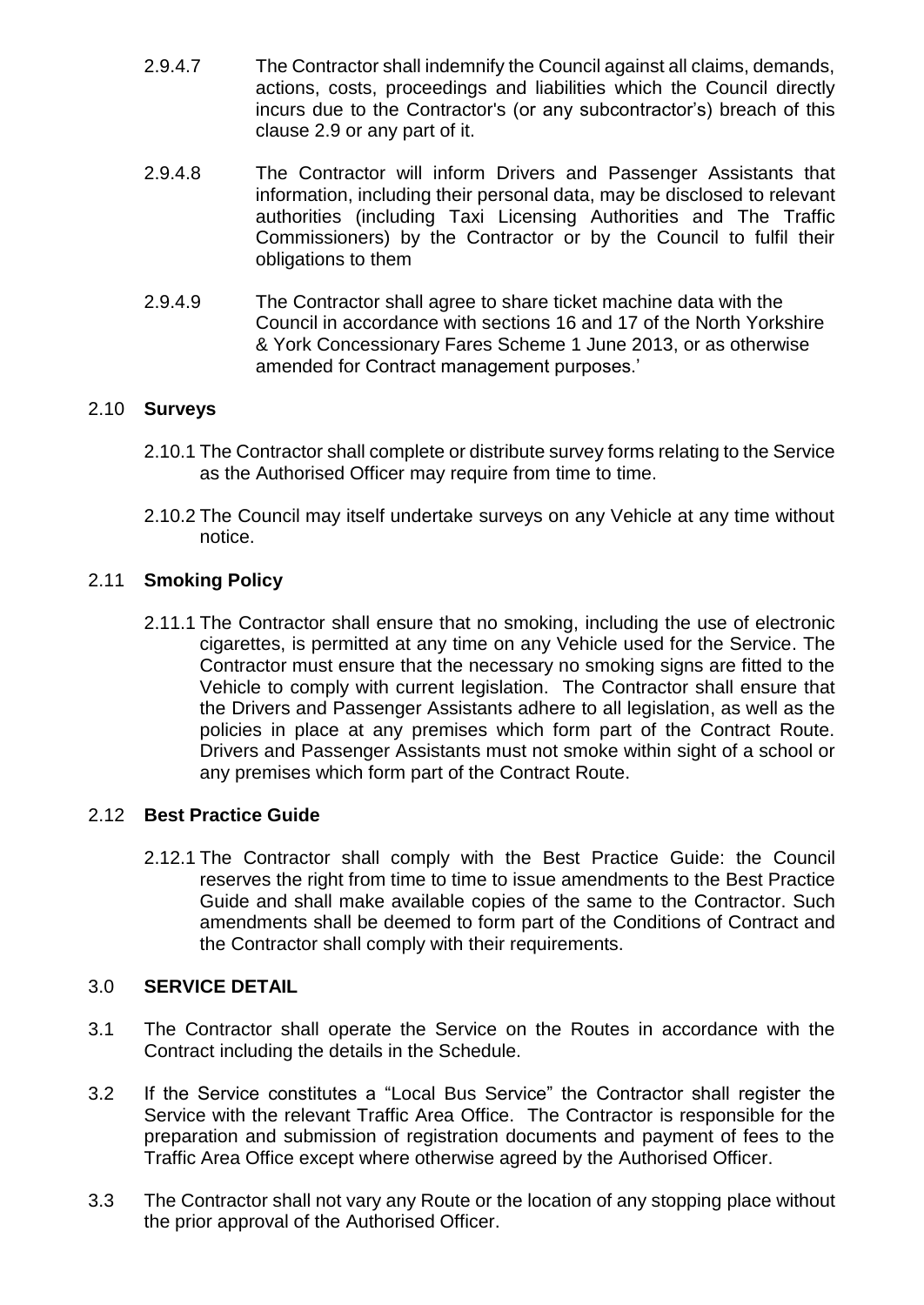2.9.4.7 The Contractor shall indemnify the Council against all claims, demands, actions, costs, proceedings and liabilities which the Council directly incurs due to the Contractor's (or any subcontractor's) breach of this clause 2.9 or any part of it.

2.9.4.8 The Contractor will inform Drivers and Passenger Assistants that information, including their personal data, may be disclosed to relevant authorities (including Taxi Licensing Authorities and The Traffic Commissioners) by the Contractor or by the Council to fulfil their obligations to them

2.9.4.9 The Contractor shall agree to share ticket machine data with the Council in accordance with sections 16 and 17 of the North Yorkshire & York Concessionary Fares Scheme 1 June 2013, or as otherwise amended for Contract management purposes.'

## 2.10 **Surveys**

2.10.1 The Contractor shall complete or distribute survey forms relating to the Service as the Authorised Officer may require from time to time.

2.10.2 The Council may itself undertake surveys on any Vehicle at any time without notice.

## 2.11 **Smoking Policy**

2.11.1 The Contractor shall ensure that no smoking, including the use of electronic cigarettes, is permitted at any time on any Vehicle used for the Service. The Contractor must ensure that the necessary no smoking signs are fitted to the Vehicle to comply with current legislation. The Contractor shall ensure that the Drivers and Passenger Assistants adhere to all legislation, as well as the policies in place at any premises which form part of the Contract Route. Drivers and Passenger Assistants must not smoke within sight of a school or any premises which form part of the Contract Route.

## 2.12 **Best Practice Guide**

2.12.1 The Contractor shall comply with the Best Practice Guide: the Council reserves the right from time to time to issue amendments to the Best Practice Guide and shall make available copies of the same to the Contractor. Such amendments shall be deemed to form part of the Conditions of Contract and the Contractor shall comply with their requirements.

## 3.0 **SERVICE DETAIL**

3.1 The Contractor shall operate the Service on the Routes in accordance with the Contract including the details in the Schedule.

3.2 If the Service constitutes a "Local Bus Service" the Contractor shall register the Service with the relevant Traffic Area Office. The Contractor is responsible for the preparation and submission of registration documents and payment of fees to the Traffic Area Office except where otherwise agreed by the Authorised Officer.

3.3 The Contractor shall not vary any Route or the location of any stopping place without the prior approval of the Authorised Officer.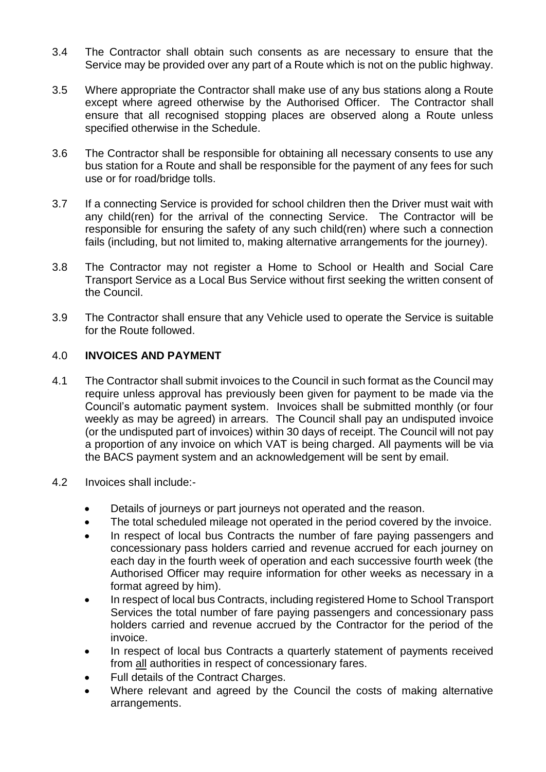3.4 The Contractor shall obtain such consents as are necessary to ensure that the Service may be provided over any part of a Route which is not on the public highway.

3.5 Where appropriate the Contractor shall make use of any bus stations along a Route except where agreed otherwise by the Authorised Officer. The Contractor shall ensure that all recognised stopping places are observed along a Route unless specified otherwise in the Schedule.

3.6 The Contractor shall be responsible for obtaining all necessary consents to use any bus station for a Route and shall be responsible for the payment of any fees for such use or for road/bridge tolls.

3.7 If a connecting Service is provided for school children then the Driver must wait with any child(ren) for the arrival of the connecting Service. The Contractor will be responsible for ensuring the safety of any such child(ren) where such a connection fails (including, but not limited to, making alternative arrangements for the journey).

3.8 The Contractor may not register a Home to School or Health and Social Care Transport Service as a Local Bus Service without first seeking the written consent of the Council.

3.9 The Contractor shall ensure that any Vehicle used to operate the Service is suitable for the Route followed.

## 4.0 INVOICES AND PAYMENT

4.1 The Contractor shall submit invoices to the Council in such format as the Council may require unless approval has previously been given for payment to be made via the Council's automatic payment system. Invoices shall be submitted monthly (or four weekly as may be agreed) in arrears. The Council shall pay an undisputed invoice (or the undisputed part of invoices) within 30 days of receipt. The Council will not pay a proportion of any invoice on which VAT is being charged. All payments will be via the BACS payment system and an acknowledgement will be sent by email.

4.2 Invoices shall include:-

- Details of journeys or part journeys not operated and the reason.
- The total scheduled mileage not operated in the period covered by the invoice.
- In respect of local bus Contracts the number of fare paying passengers and concessionary pass holders carried and revenue accrued for each journey on each day in the fourth week of operation and each successive fourth week (the Authorised Officer may require information for other weeks as necessary in a format agreed by him).
- In respect of local bus Contracts, including registered Home to School Transport Services the total number of fare paying passengers and concessionary pass holders carried and revenue accrued by the Contractor for the period of the invoice.
- In respect of local bus Contracts a quarterly statement of payments received from all authorities in respect of concessionary fares.
- Full details of the Contract Charges.
- Where relevant and agreed by the Council the costs of making alternative arrangements.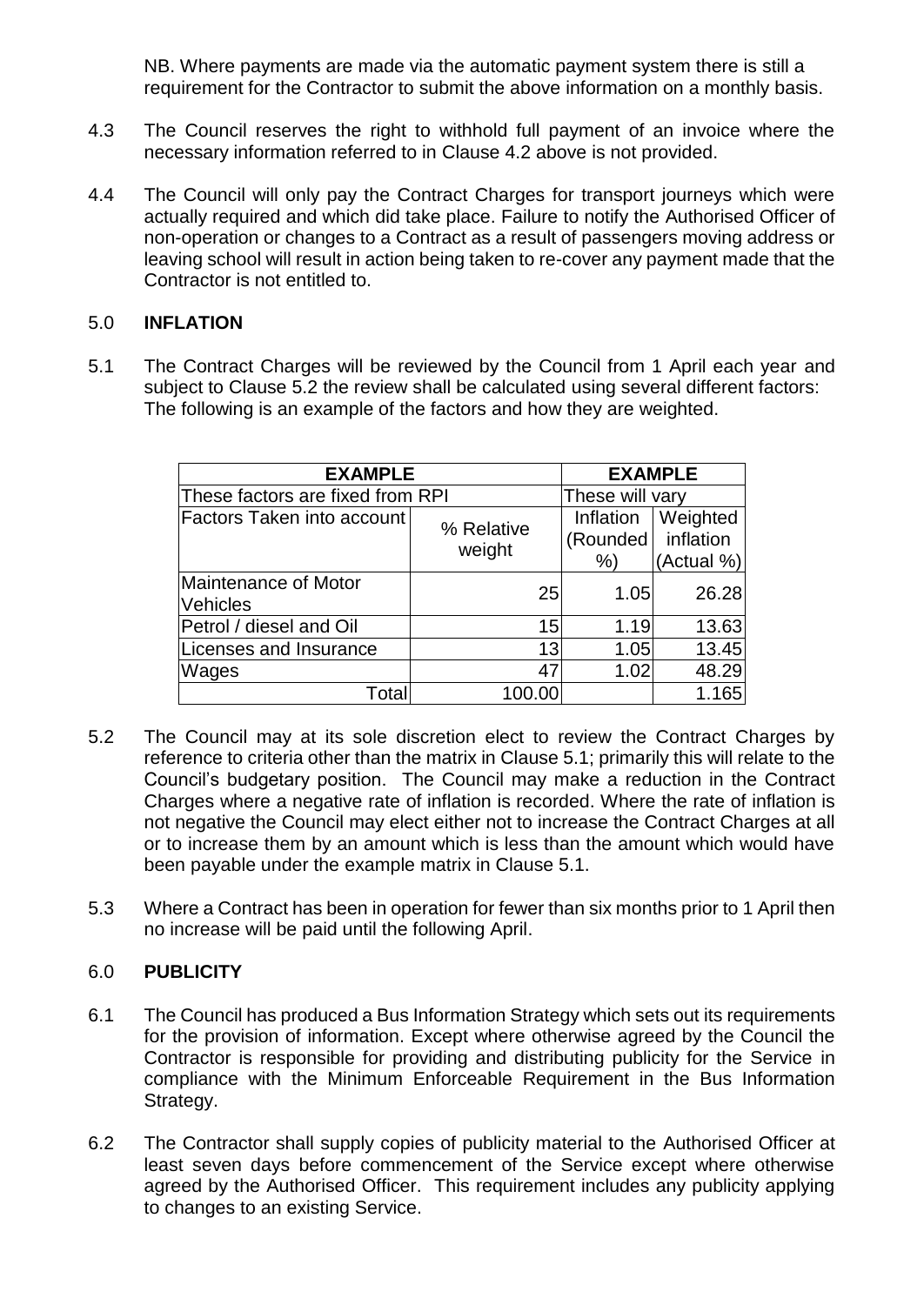NB. Where payments are made via the automatic payment system there is still a requirement for the Contractor to submit the above information on a monthly basis.

4.3 The Council reserves the right to withhold full payment of an invoice where the necessary information referred to in Clause 4.2 above is not provided.

4.4 The Council will only pay the Contract Charges for transport journeys which were actually required and which did take place. Failure to notify the Authorised Officer of non-operation or changes to a Contract as a result of passengers moving address or leaving school will result in action being taken to re-cover any payment made that the Contractor is not entitled to.

## 5.0 INFLATION

5.1 The Contract Charges will be reviewed by the Council from 1 April each year and subject to Clause 5.2 the review shall be calculated using several different factors: The following is an example of the factors and how they are weighted.

| **EXAMPLE** | | **EXAMPLE** | |
|---|---|---|---|
| These factors are fixed from RPI | | These will vary | |
| Factors Taken into account | % Relative weight | Inflation (Rounded %) | Weighted inflation (Actual %) |
| Maintenance of Motor Vehicles | 25 | 1.05 | 26.28 |
| Petrol / diesel and Oil | 15 | 1.19 | 13.63 |
| Licenses and Insurance | 13 | 1.05 | 13.45 |
| Wages | 47 | 1.02 | 48.29 |
| Total | 100.00 | | 1.165 |

5.2 The Council may at its sole discretion elect to review the Contract Charges by reference to criteria other than the matrix in Clause 5.1; primarily this will relate to the Council's budgetary position. The Council may make a reduction in the Contract Charges where a negative rate of inflation is recorded. Where the rate of inflation is not negative the Council may elect either not to increase the Contract Charges at all or to increase them by an amount which is less than the amount which would have been payable under the example matrix in Clause 5.1.

5.3 Where a Contract has been in operation for fewer than six months prior to 1 April then no increase will be paid until the following April.

## 6.0 PUBLICITY

6.1 The Council has produced a Bus Information Strategy which sets out its requirements for the provision of information. Except where otherwise agreed by the Council the Contractor is responsible for providing and distributing publicity for the Service in compliance with the Minimum Enforceable Requirement in the Bus Information Strategy.

6.2 The Contractor shall supply copies of publicity material to the Authorised Officer at least seven days before commencement of the Service except where otherwise agreed by the Authorised Officer. This requirement includes any publicity applying to changes to an existing Service.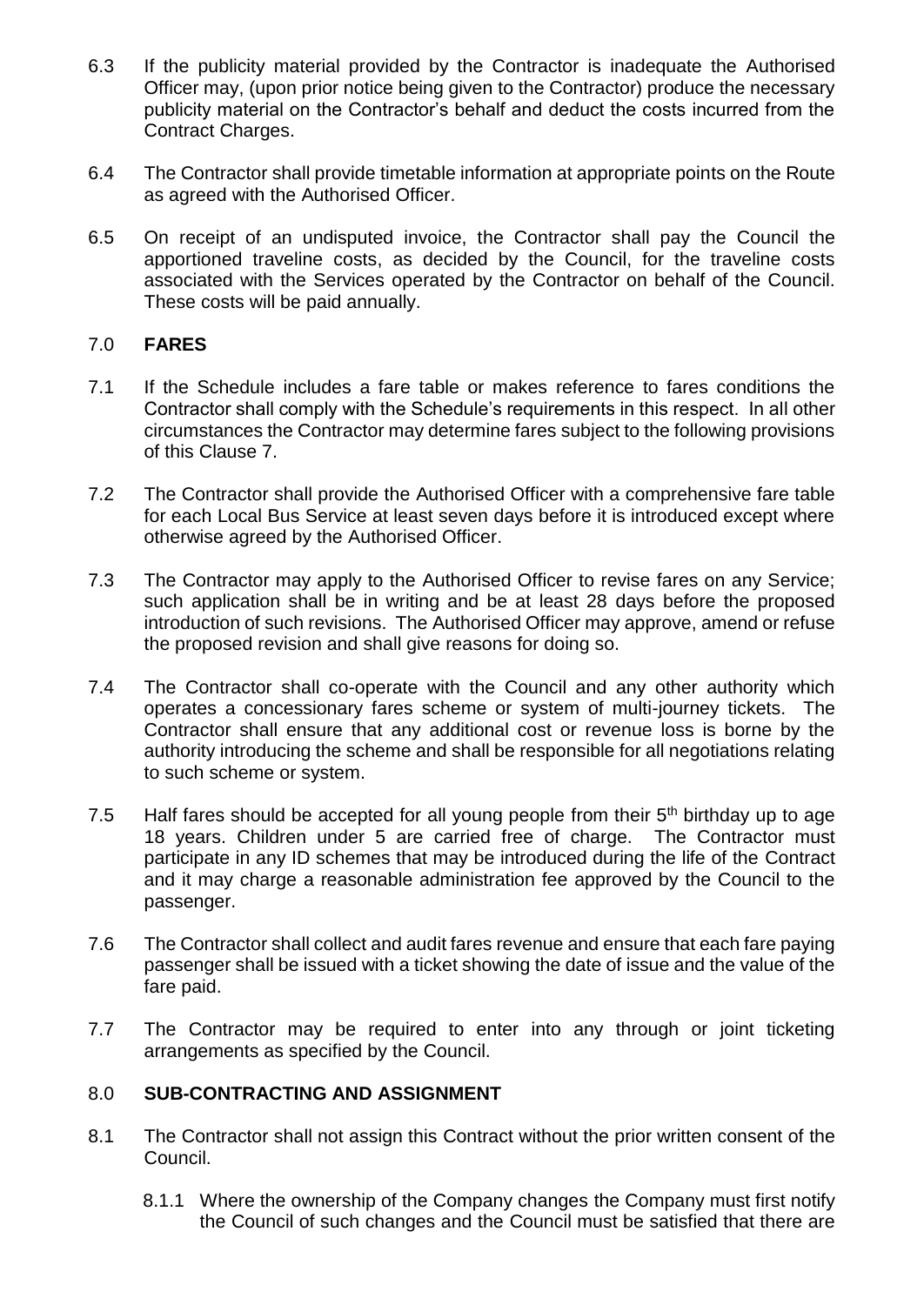6.3 If the publicity material provided by the Contractor is inadequate the Authorised Officer may, (upon prior notice being given to the Contractor) produce the necessary publicity material on the Contractor's behalf and deduct the costs incurred from the Contract Charges.

6.4 The Contractor shall provide timetable information at appropriate points on the Route as agreed with the Authorised Officer.

6.5 On receipt of an undisputed invoice, the Contractor shall pay the Council the apportioned traveline costs, as decided by the Council, for the traveline costs associated with the Services operated by the Contractor on behalf of the Council. These costs will be paid annually.

## 7.0 FARES

7.1 If the Schedule includes a fare table or makes reference to fares conditions the Contractor shall comply with the Schedule's requirements in this respect. In all other circumstances the Contractor may determine fares subject to the following provisions of this Clause 7.

7.2 The Contractor shall provide the Authorised Officer with a comprehensive fare table for each Local Bus Service at least seven days before it is introduced except where otherwise agreed by the Authorised Officer.

7.3 The Contractor may apply to the Authorised Officer to revise fares on any Service; such application shall be in writing and be at least 28 days before the proposed introduction of such revisions. The Authorised Officer may approve, amend or refuse the proposed revision and shall give reasons for doing so.

7.4 The Contractor shall co-operate with the Council and any other authority which operates a concessionary fares scheme or system of multi-journey tickets. The Contractor shall ensure that any additional cost or revenue loss is borne by the authority introducing the scheme and shall be responsible for all negotiations relating to such scheme or system.

7.5 Half fares should be accepted for all young people from their 5th birthday up to age 18 years. Children under 5 are carried free of charge. The Contractor must participate in any ID schemes that may be introduced during the life of the Contract and it may charge a reasonable administration fee approved by the Council to the passenger.

7.6 The Contractor shall collect and audit fares revenue and ensure that each fare paying passenger shall be issued with a ticket showing the date of issue and the value of the fare paid.

7.7 The Contractor may be required to enter into any through or joint ticketing arrangements as specified by the Council.

## 8.0 SUB-CONTRACTING AND ASSIGNMENT

8.1 The Contractor shall not assign this Contract without the prior written consent of the Council.

8.1.1 Where the ownership of the Company changes the Company must first notify the Council of such changes and the Council must be satisfied that there are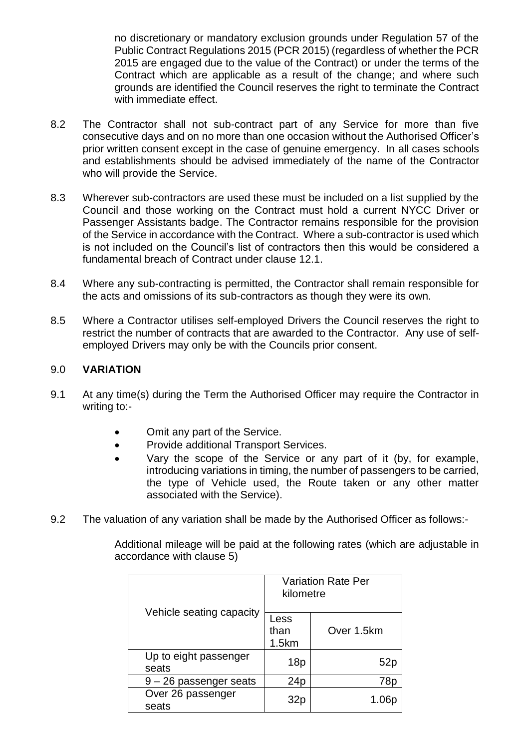no discretionary or mandatory exclusion grounds under Regulation 57 of the Public Contract Regulations 2015 (PCR 2015) (regardless of whether the PCR 2015 are engaged due to the value of the Contract) or under the terms of the Contract which are applicable as a result of the change; and where such grounds are identified the Council reserves the right to terminate the Contract with immediate effect.

8.2 The Contractor shall not sub-contract part of any Service for more than five consecutive days and on no more than one occasion without the Authorised Officer's prior written consent except in the case of genuine emergency. In all cases schools and establishments should be advised immediately of the name of the Contractor who will provide the Service.

8.3 Wherever sub-contractors are used these must be included on a list supplied by the Council and those working on the Contract must hold a current NYCC Driver or Passenger Assistants badge. The Contractor remains responsible for the provision of the Service in accordance with the Contract. Where a sub-contractor is used which is not included on the Council's list of contractors then this would be considered a fundamental breach of Contract under clause 12.1.

8.4 Where any sub-contracting is permitted, the Contractor shall remain responsible for the acts and omissions of its sub-contractors as though they were its own.

8.5 Where a Contractor utilises self-employed Drivers the Council reserves the right to restrict the number of contracts that are awarded to the Contractor. Any use of self-employed Drivers may only be with the Councils prior consent.

## 9.0 VARIATION

9.1 At any time(s) during the Term the Authorised Officer may require the Contractor in writing to:-

- Omit any part of the Service.
- Provide additional Transport Services.
- Vary the scope of the Service or any part of it (by, for example, introducing variations in timing, the number of passengers to be carried, the type of Vehicle used, the Route taken or any other matter associated with the Service).

9.2 The valuation of any variation shall be made by the Authorised Officer as follows:-

Additional mileage will be paid at the following rates (which are adjustable in accordance with clause 5)

| Vehicle seating capacity | Variation Rate Per kilometre | |
|---|---|---|
| | Less than 1.5km | Over 1.5km |
| Up to eight passenger seats | 18p | 52p |
| 9 – 26 passenger seats | 24p | 78p |
| Over 26 passenger seats | 32p | 1.06p |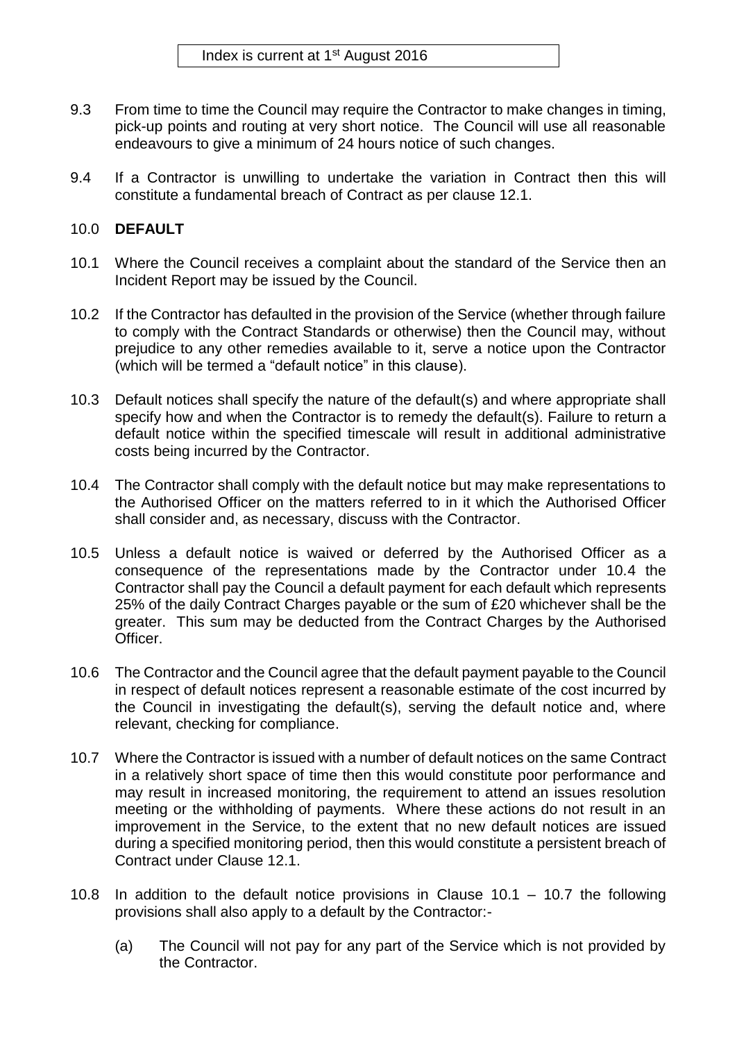9.3 From time to time the Council may require the Contractor to make changes in timing, pick-up points and routing at very short notice. The Council will use all reasonable endeavours to give a minimum of 24 hours notice of such changes.

9.4 If a Contractor is unwilling to undertake the variation in Contract then this will constitute a fundamental breach of Contract as per clause 12.1.

## 10.0 DEFAULT

10.1 Where the Council receives a complaint about the standard of the Service then an Incident Report may be issued by the Council.

10.2 If the Contractor has defaulted in the provision of the Service (whether through failure to comply with the Contract Standards or otherwise) then the Council may, without prejudice to any other remedies available to it, serve a notice upon the Contractor (which will be termed a "default notice" in this clause).

10.3 Default notices shall specify the nature of the default(s) and where appropriate shall specify how and when the Contractor is to remedy the default(s). Failure to return a default notice within the specified timescale will result in additional administrative costs being incurred by the Contractor.

10.4 The Contractor shall comply with the default notice but may make representations to the Authorised Officer on the matters referred to in it which the Authorised Officer shall consider and, as necessary, discuss with the Contractor.

10.5 Unless a default notice is waived or deferred by the Authorised Officer as a consequence of the representations made by the Contractor under 10.4 the Contractor shall pay the Council a default payment for each default which represents 25% of the daily Contract Charges payable or the sum of £20 whichever shall be the greater. This sum may be deducted from the Contract Charges by the Authorised Officer.

10.6 The Contractor and the Council agree that the default payment payable to the Council in respect of default notices represent a reasonable estimate of the cost incurred by the Council in investigating the default(s), serving the default notice and, where relevant, checking for compliance.

10.7 Where the Contractor is issued with a number of default notices on the same Contract in a relatively short space of time then this would constitute poor performance and may result in increased monitoring, the requirement to attend an issues resolution meeting or the withholding of payments. Where these actions do not result in an improvement in the Service, to the extent that no new default notices are issued during a specified monitoring period, then this would constitute a persistent breach of Contract under Clause 12.1.

10.8 In addition to the default notice provisions in Clause 10.1 – 10.7 the following provisions shall also apply to a default by the Contractor:-

(a) The Council will not pay for any part of the Service which is not provided by the Contractor.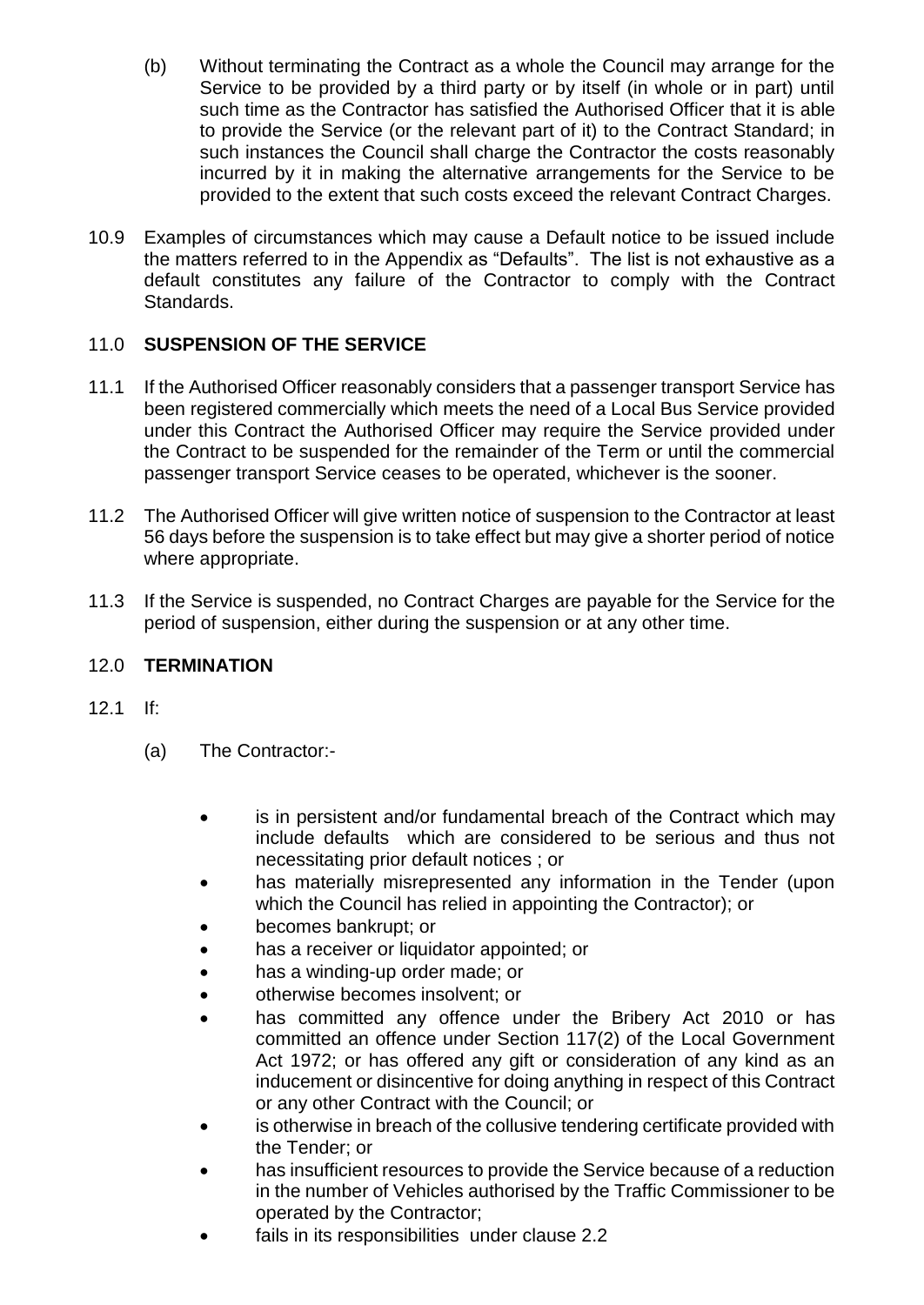(b) Without terminating the Contract as a whole the Council may arrange for the Service to be provided by a third party or by itself (in whole or in part) until such time as the Contractor has satisfied the Authorised Officer that it is able to provide the Service (or the relevant part of it) to the Contract Standard; in such instances the Council shall charge the Contractor the costs reasonably incurred by it in making the alternative arrangements for the Service to be provided to the extent that such costs exceed the relevant Contract Charges.

10.9 Examples of circumstances which may cause a Default notice to be issued include the matters referred to in the Appendix as "Defaults". The list is not exhaustive as a default constitutes any failure of the Contractor to comply with the Contract Standards.

## 11.0 SUSPENSION OF THE SERVICE

11.1 If the Authorised Officer reasonably considers that a passenger transport Service has been registered commercially which meets the need of a Local Bus Service provided under this Contract the Authorised Officer may require the Service provided under the Contract to be suspended for the remainder of the Term or until the commercial passenger transport Service ceases to be operated, whichever is the sooner.

11.2 The Authorised Officer will give written notice of suspension to the Contractor at least 56 days before the suspension is to take effect but may give a shorter period of notice where appropriate.

11.3 If the Service is suspended, no Contract Charges are payable for the Service for the period of suspension, either during the suspension or at any other time.

## 12.0 TERMINATION

12.1 If:

(a) The Contractor:-

- is in persistent and/or fundamental breach of the Contract which may include defaults which are considered to be serious and thus not necessitating prior default notices ; or
- has materially misrepresented any information in the Tender (upon which the Council has relied in appointing the Contractor); or
- becomes bankrupt; or
- has a receiver or liquidator appointed; or
- has a winding-up order made; or
- otherwise becomes insolvent; or
- has committed any offence under the Bribery Act 2010 or has committed an offence under Section 117(2) of the Local Government Act 1972; or has offered any gift or consideration of any kind as an inducement or disincentive for doing anything in respect of this Contract or any other Contract with the Council; or
- is otherwise in breach of the collusive tendering certificate provided with the Tender; or
- has insufficient resources to provide the Service because of a reduction in the number of Vehicles authorised by the Traffic Commissioner to be operated by the Contractor;
- fails in its responsibilities under clause 2.2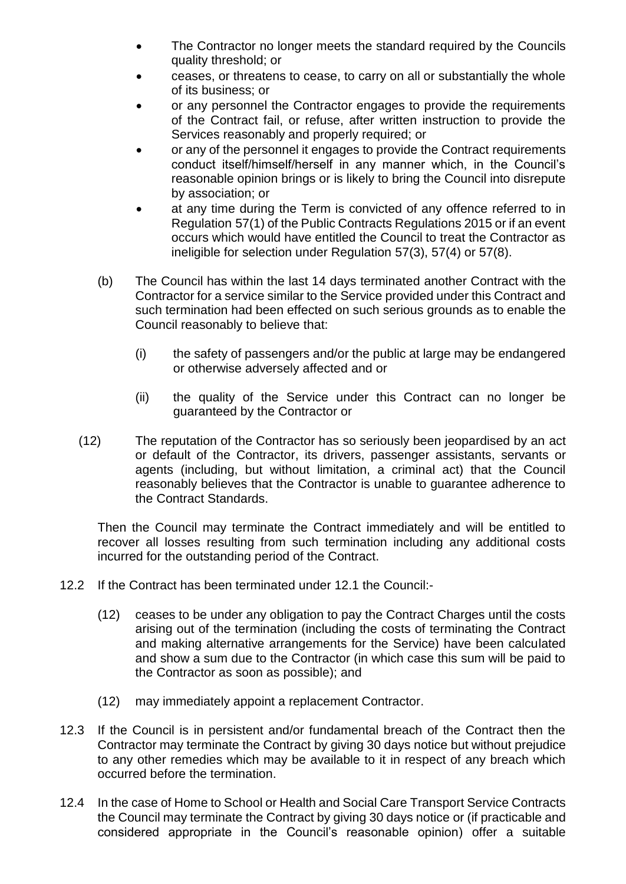- The Contractor no longer meets the standard required by the Councils quality threshold; or
- ceases, or threatens to cease, to carry on all or substantially the whole of its business; or
- or any personnel the Contractor engages to provide the requirements of the Contract fail, or refuse, after written instruction to provide the Services reasonably and properly required; or
- or any of the personnel it engages to provide the Contract requirements conduct itself/himself/herself in any manner which, in the Council's reasonable opinion brings or is likely to bring the Council into disrepute by association; or
- at any time during the Term is convicted of any offence referred to in Regulation 57(1) of the Public Contracts Regulations 2015 or if an event occurs which would have entitled the Council to treat the Contractor as ineligible for selection under Regulation 57(3), 57(4) or 57(8).

(b) The Council has within the last 14 days terminated another Contract with the Contractor for a service similar to the Service provided under this Contract and such termination had been effected on such serious grounds as to enable the Council reasonably to believe that:

(i) the safety of passengers and/or the public at large may be endangered or otherwise adversely affected and or

(ii) the quality of the Service under this Contract can no longer be guaranteed by the Contractor or

(12) The reputation of the Contractor has so seriously been jeopardised by an act or default of the Contractor, its drivers, passenger assistants, servants or agents (including, but without limitation, a criminal act) that the Council reasonably believes that the Contractor is unable to guarantee adherence to the Contract Standards.

Then the Council may terminate the Contract immediately and will be entitled to recover all losses resulting from such termination including any additional costs incurred for the outstanding period of the Contract.

12.2 If the Contract has been terminated under 12.1 the Council:-

(12) ceases to be under any obligation to pay the Contract Charges until the costs arising out of the termination (including the costs of terminating the Contract and making alternative arrangements for the Service) have been calculated and show a sum due to the Contractor (in which case this sum will be paid to the Contractor as soon as possible); and

(12) may immediately appoint a replacement Contractor.

12.3 If the Council is in persistent and/or fundamental breach of the Contract then the Contractor may terminate the Contract by giving 30 days notice but without prejudice to any other remedies which may be available to it in respect of any breach which occurred before the termination.

12.4 In the case of Home to School or Health and Social Care Transport Service Contracts the Council may terminate the Contract by giving 30 days notice or (if practicable and considered appropriate in the Council's reasonable opinion) offer a suitable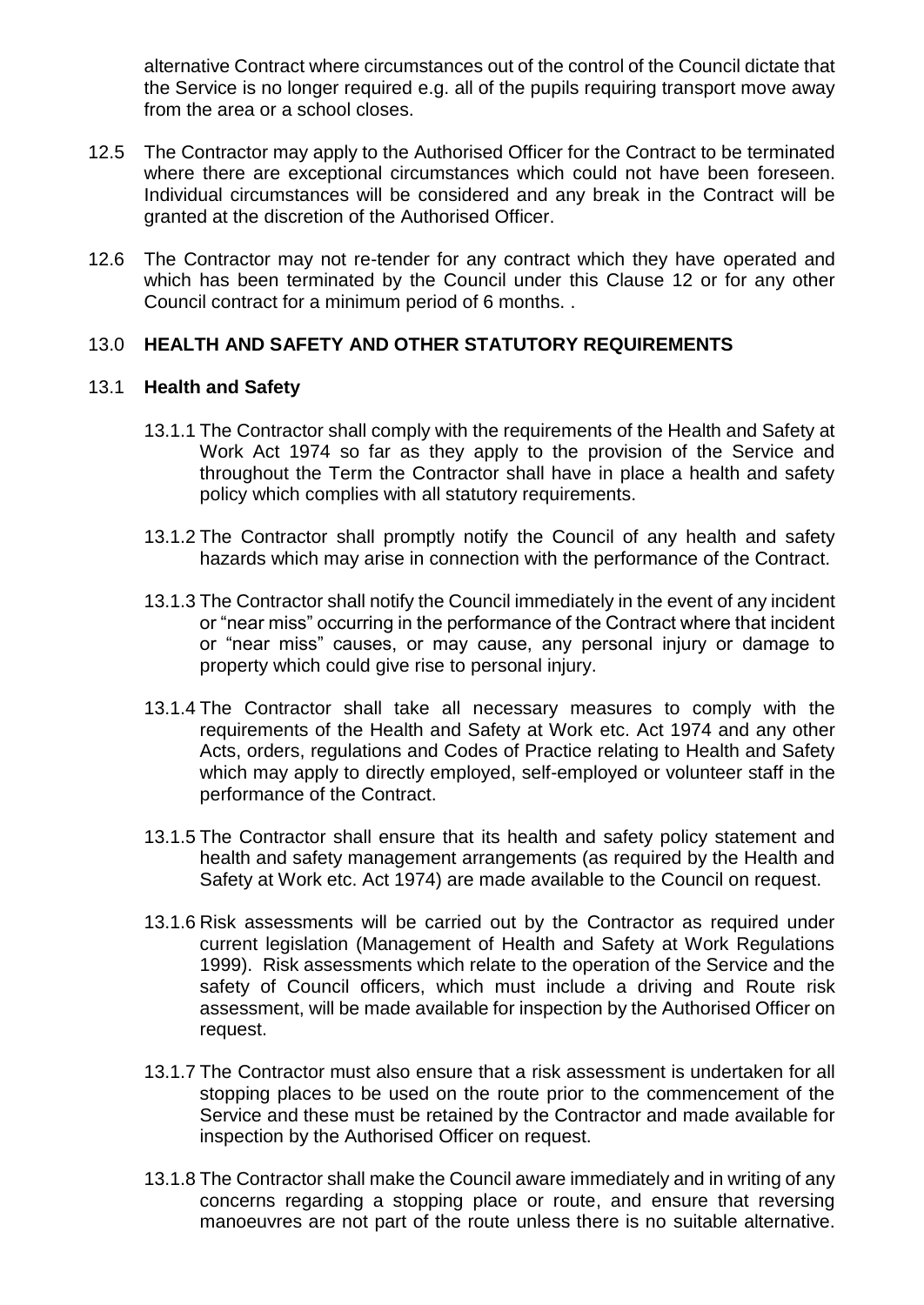alternative Contract where circumstances out of the control of the Council dictate that the Service is no longer required e.g. all of the pupils requiring transport move away from the area or a school closes.

12.5 The Contractor may apply to the Authorised Officer for the Contract to be terminated where there are exceptional circumstances which could not have been foreseen. Individual circumstances will be considered and any break in the Contract will be granted at the discretion of the Authorised Officer.

12.6 The Contractor may not re-tender for any contract which they have operated and which has been terminated by the Council under this Clause 12 or for any other Council contract for a minimum period of 6 months. .

## 13.0 HEALTH AND SAFETY AND OTHER STATUTORY REQUIREMENTS

### 13.1 Health and Safety

13.1.1 The Contractor shall comply with the requirements of the Health and Safety at Work Act 1974 so far as they apply to the provision of the Service and throughout the Term the Contractor shall have in place a health and safety policy which complies with all statutory requirements.

13.1.2 The Contractor shall promptly notify the Council of any health and safety hazards which may arise in connection with the performance of the Contract.

13.1.3 The Contractor shall notify the Council immediately in the event of any incident or "near miss" occurring in the performance of the Contract where that incident or "near miss" causes, or may cause, any personal injury or damage to property which could give rise to personal injury.

13.1.4 The Contractor shall take all necessary measures to comply with the requirements of the Health and Safety at Work etc. Act 1974 and any other Acts, orders, regulations and Codes of Practice relating to Health and Safety which may apply to directly employed, self-employed or volunteer staff in the performance of the Contract.

13.1.5 The Contractor shall ensure that its health and safety policy statement and health and safety management arrangements (as required by the Health and Safety at Work etc. Act 1974) are made available to the Council on request.

13.1.6 Risk assessments will be carried out by the Contractor as required under current legislation (Management of Health and Safety at Work Regulations 1999). Risk assessments which relate to the operation of the Service and the safety of Council officers, which must include a driving and Route risk assessment, will be made available for inspection by the Authorised Officer on request.

13.1.7 The Contractor must also ensure that a risk assessment is undertaken for all stopping places to be used on the route prior to the commencement of the Service and these must be retained by the Contractor and made available for inspection by the Authorised Officer on request.

13.1.8 The Contractor shall make the Council aware immediately and in writing of any concerns regarding a stopping place or route, and ensure that reversing manoeuvres are not part of the route unless there is no suitable alternative.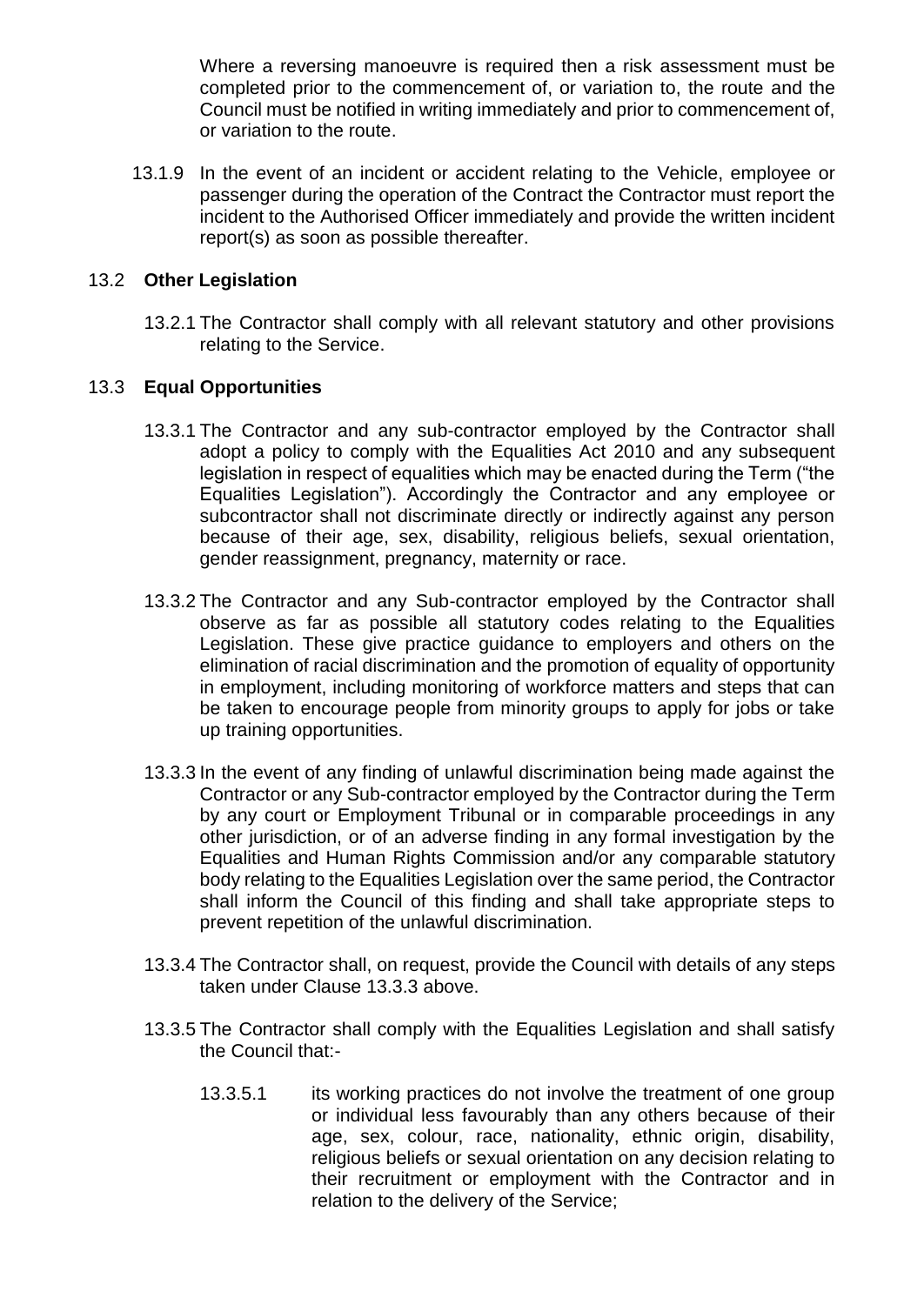Where a reversing manoeuvre is required then a risk assessment must be completed prior to the commencement of, or variation to, the route and the Council must be notified in writing immediately and prior to commencement of, or variation to the route.

13.1.9 In the event of an incident or accident relating to the Vehicle, employee or passenger during the operation of the Contract the Contractor must report the incident to the Authorised Officer immediately and provide the written incident report(s) as soon as possible thereafter.

### 13.2 **Other Legislation**

13.2.1 The Contractor shall comply with all relevant statutory and other provisions relating to the Service.

### 13.3 **Equal Opportunities**

13.3.1 The Contractor and any sub-contractor employed by the Contractor shall adopt a policy to comply with the Equalities Act 2010 and any subsequent legislation in respect of equalities which may be enacted during the Term ("the Equalities Legislation"). Accordingly the Contractor and any employee or subcontractor shall not discriminate directly or indirectly against any person because of their age, sex, disability, religious beliefs, sexual orientation, gender reassignment, pregnancy, maternity or race.

13.3.2 The Contractor and any Sub-contractor employed by the Contractor shall observe as far as possible all statutory codes relating to the Equalities Legislation. These give practice guidance to employers and others on the elimination of racial discrimination and the promotion of equality of opportunity in employment, including monitoring of workforce matters and steps that can be taken to encourage people from minority groups to apply for jobs or take up training opportunities.

13.3.3 In the event of any finding of unlawful discrimination being made against the Contractor or any Sub-contractor employed by the Contractor during the Term by any court or Employment Tribunal or in comparable proceedings in any other jurisdiction, or of an adverse finding in any formal investigation by the Equalities and Human Rights Commission and/or any comparable statutory body relating to the Equalities Legislation over the same period, the Contractor shall inform the Council of this finding and shall take appropriate steps to prevent repetition of the unlawful discrimination.

13.3.4 The Contractor shall, on request, provide the Council with details of any steps taken under Clause 13.3.3 above.

13.3.5 The Contractor shall comply with the Equalities Legislation and shall satisfy the Council that:-

13.3.5.1 its working practices do not involve the treatment of one group or individual less favourably than any others because of their age, sex, colour, race, nationality, ethnic origin, disability, religious beliefs or sexual orientation on any decision relating to their recruitment or employment with the Contractor and in relation to the delivery of the Service;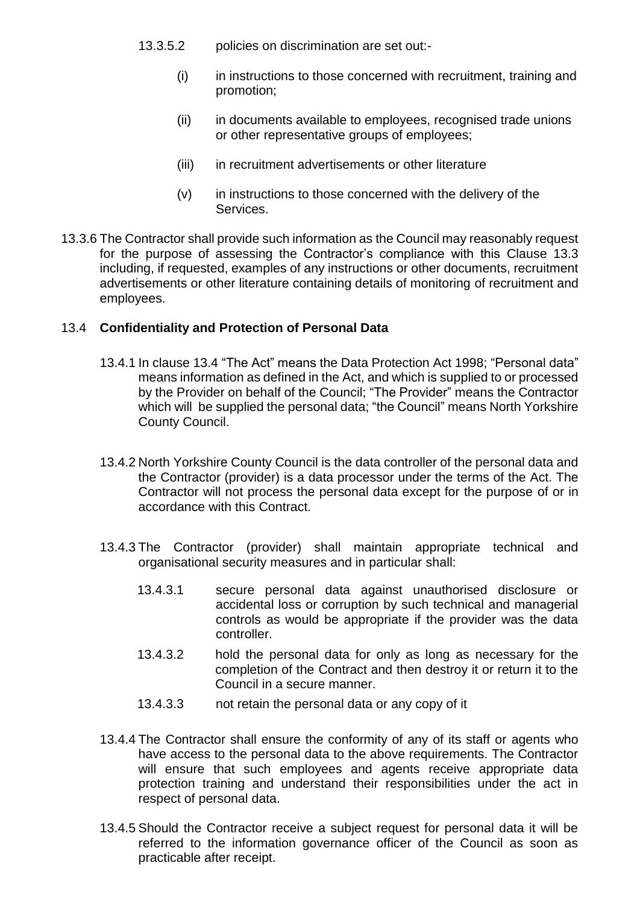13.3.5.2 policies on discrimination are set out:-

(i) in instructions to those concerned with recruitment, training and promotion;

(ii) in documents available to employees, recognised trade unions or other representative groups of employees;

(iii) in recruitment advertisements or other literature

(v) in instructions to those concerned with the delivery of the Services.

13.3.6 The Contractor shall provide such information as the Council may reasonably request for the purpose of assessing the Contractor's compliance with this Clause 13.3 including, if requested, examples of any instructions or other documents, recruitment advertisements or other literature containing details of monitoring of recruitment and employees.

### 13.4 **Confidentiality and Protection of Personal Data**

13.4.1 In clause 13.4 "The Act" means the Data Protection Act 1998; "Personal data" means information as defined in the Act, and which is supplied to or processed by the Provider on behalf of the Council; "The Provider" means the Contractor which will be supplied the personal data; "the Council" means North Yorkshire County Council.

13.4.2 North Yorkshire County Council is the data controller of the personal data and the Contractor (provider) is a data processor under the terms of the Act. The Contractor will not process the personal data except for the purpose of or in accordance with this Contract.

13.4.3 The Contractor (provider) shall maintain appropriate technical and organisational security measures and in particular shall:

13.4.3.1 secure personal data against unauthorised disclosure or accidental loss or corruption by such technical and managerial controls as would be appropriate if the provider was the data controller.

13.4.3.2 hold the personal data for only as long as necessary for the completion of the Contract and then destroy it or return it to the Council in a secure manner.

13.4.3.3 not retain the personal data or any copy of it

13.4.4 The Contractor shall ensure the conformity of any of its staff or agents who have access to the personal data to the above requirements. The Contractor will ensure that such employees and agents receive appropriate data protection training and understand their responsibilities under the act in respect of personal data.

13.4.5 Should the Contractor receive a subject request for personal data it will be referred to the information governance officer of the Council as soon as practicable after receipt.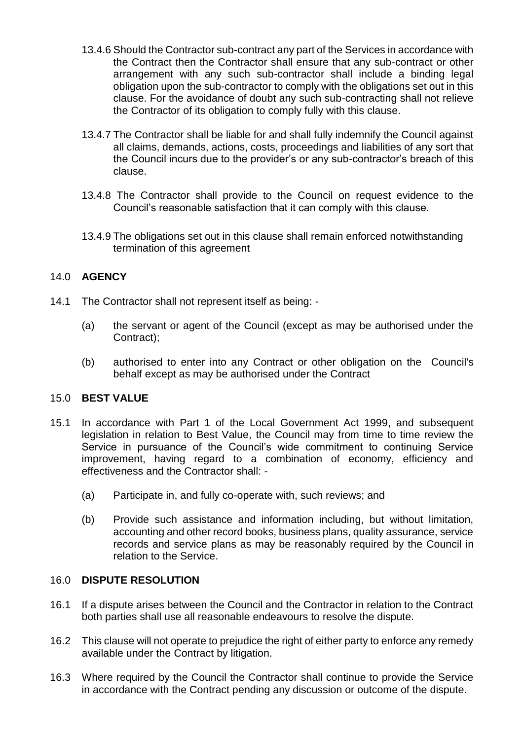13.4.6 Should the Contractor sub-contract any part of the Services in accordance with the Contract then the Contractor shall ensure that any sub-contract or other arrangement with any such sub-contractor shall include a binding legal obligation upon the sub-contractor to comply with the obligations set out in this clause. For the avoidance of doubt any such sub-contracting shall not relieve the Contractor of its obligation to comply fully with this clause.

13.4.7 The Contractor shall be liable for and shall fully indemnify the Council against all claims, demands, actions, costs, proceedings and liabilities of any sort that the Council incurs due to the provider's or any sub-contractor's breach of this clause.

13.4.8 The Contractor shall provide to the Council on request evidence to the Council's reasonable satisfaction that it can comply with this clause.

13.4.9 The obligations set out in this clause shall remain enforced notwithstanding termination of this agreement

## 14.0 AGENCY

14.1 The Contractor shall not represent itself as being: -

(a) the servant or agent of the Council (except as may be authorised under the Contract);

(b) authorised to enter into any Contract or other obligation on the Council's behalf except as may be authorised under the Contract

## 15.0 BEST VALUE

15.1 In accordance with Part 1 of the Local Government Act 1999, and subsequent legislation in relation to Best Value, the Council may from time to time review the Service in pursuance of the Council's wide commitment to continuing Service improvement, having regard to a combination of economy, efficiency and effectiveness and the Contractor shall: -

(a) Participate in, and fully co-operate with, such reviews; and

(b) Provide such assistance and information including, but without limitation, accounting and other record books, business plans, quality assurance, service records and service plans as may be reasonably required by the Council in relation to the Service.

## 16.0 DISPUTE RESOLUTION

16.1 If a dispute arises between the Council and the Contractor in relation to the Contract both parties shall use all reasonable endeavours to resolve the dispute.

16.2 This clause will not operate to prejudice the right of either party to enforce any remedy available under the Contract by litigation.

16.3 Where required by the Council the Contractor shall continue to provide the Service in accordance with the Contract pending any discussion or outcome of the dispute.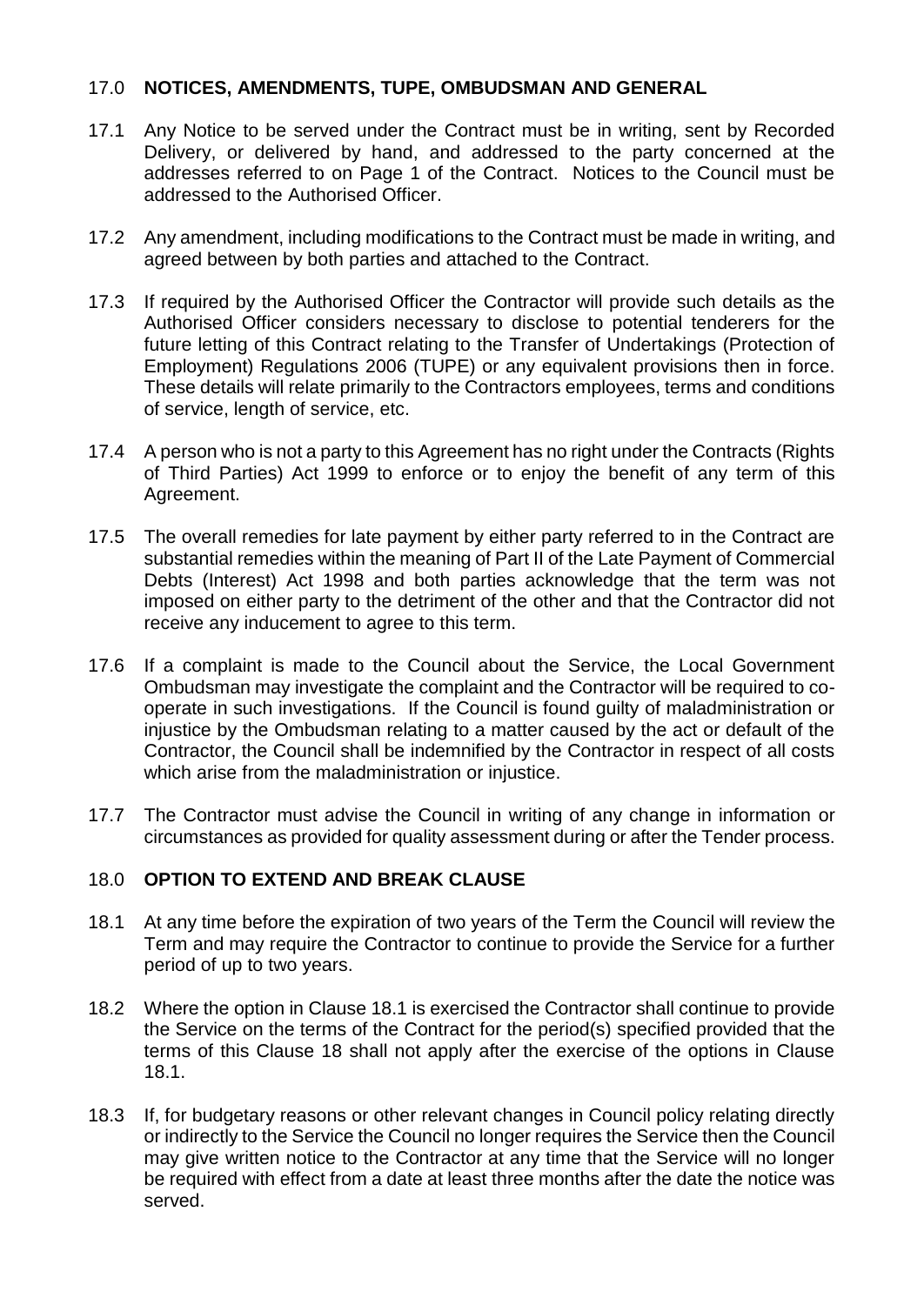## 17.0 **NOTICES, AMENDMENTS, TUPE, OMBUDSMAN AND GENERAL**

17.1 Any Notice to be served under the Contract must be in writing, sent by Recorded Delivery, or delivered by hand, and addressed to the party concerned at the addresses referred to on Page 1 of the Contract. Notices to the Council must be addressed to the Authorised Officer.

17.2 Any amendment, including modifications to the Contract must be made in writing, and agreed between by both parties and attached to the Contract.

17.3 If required by the Authorised Officer the Contractor will provide such details as the Authorised Officer considers necessary to disclose to potential tenderers for the future letting of this Contract relating to the Transfer of Undertakings (Protection of Employment) Regulations 2006 (TUPE) or any equivalent provisions then in force. These details will relate primarily to the Contractors employees, terms and conditions of service, length of service, etc.

17.4 A person who is not a party to this Agreement has no right under the Contracts (Rights of Third Parties) Act 1999 to enforce or to enjoy the benefit of any term of this Agreement.

17.5 The overall remedies for late payment by either party referred to in the Contract are substantial remedies within the meaning of Part II of the Late Payment of Commercial Debts (Interest) Act 1998 and both parties acknowledge that the term was not imposed on either party to the detriment of the other and that the Contractor did not receive any inducement to agree to this term.

17.6 If a complaint is made to the Council about the Service, the Local Government Ombudsman may investigate the complaint and the Contractor will be required to co-operate in such investigations. If the Council is found guilty of maladministration or injustice by the Ombudsman relating to a matter caused by the act or default of the Contractor, the Council shall be indemnified by the Contractor in respect of all costs which arise from the maladministration or injustice.

17.7 The Contractor must advise the Council in writing of any change in information or circumstances as provided for quality assessment during or after the Tender process.

## 18.0 **OPTION TO EXTEND AND BREAK CLAUSE**

18.1 At any time before the expiration of two years of the Term the Council will review the Term and may require the Contractor to continue to provide the Service for a further period of up to two years.

18.2 Where the option in Clause 18.1 is exercised the Contractor shall continue to provide the Service on the terms of the Contract for the period(s) specified provided that the terms of this Clause 18 shall not apply after the exercise of the options in Clause 18.1.

18.3 If, for budgetary reasons or other relevant changes in Council policy relating directly or indirectly to the Service the Council no longer requires the Service then the Council may give written notice to the Contractor at any time that the Service will no longer be required with effect from a date at least three months after the date the notice was served.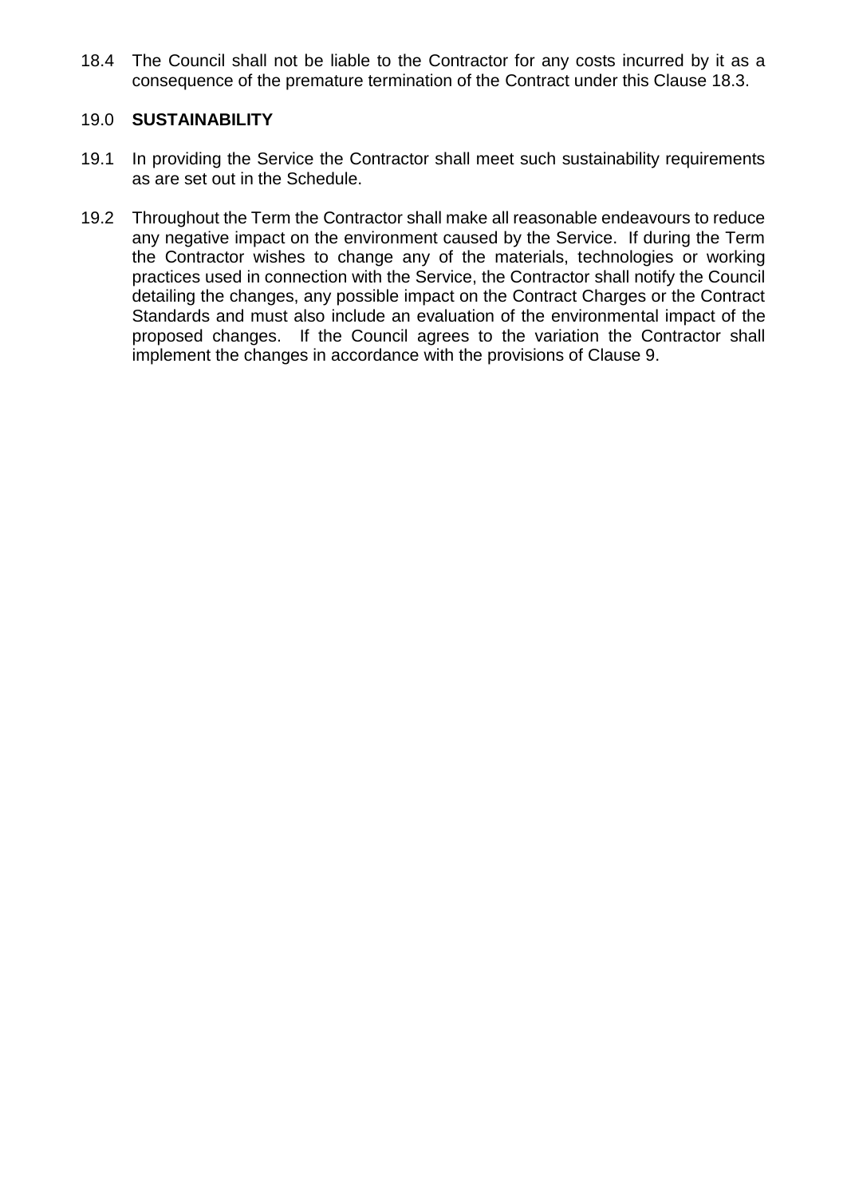18.4 The Council shall not be liable to the Contractor for any costs incurred by it as a consequence of the premature termination of the Contract under this Clause 18.3.

## 19.0 SUSTAINABILITY

19.1 In providing the Service the Contractor shall meet such sustainability requirements as are set out in the Schedule.

19.2 Throughout the Term the Contractor shall make all reasonable endeavours to reduce any negative impact on the environment caused by the Service. If during the Term the Contractor wishes to change any of the materials, technologies or working practices used in connection with the Service, the Contractor shall notify the Council detailing the changes, any possible impact on the Contract Charges or the Contract Standards and must also include an evaluation of the environmental impact of the proposed changes. If the Council agrees to the variation the Contractor shall implement the changes in accordance with the provisions of Clause 9.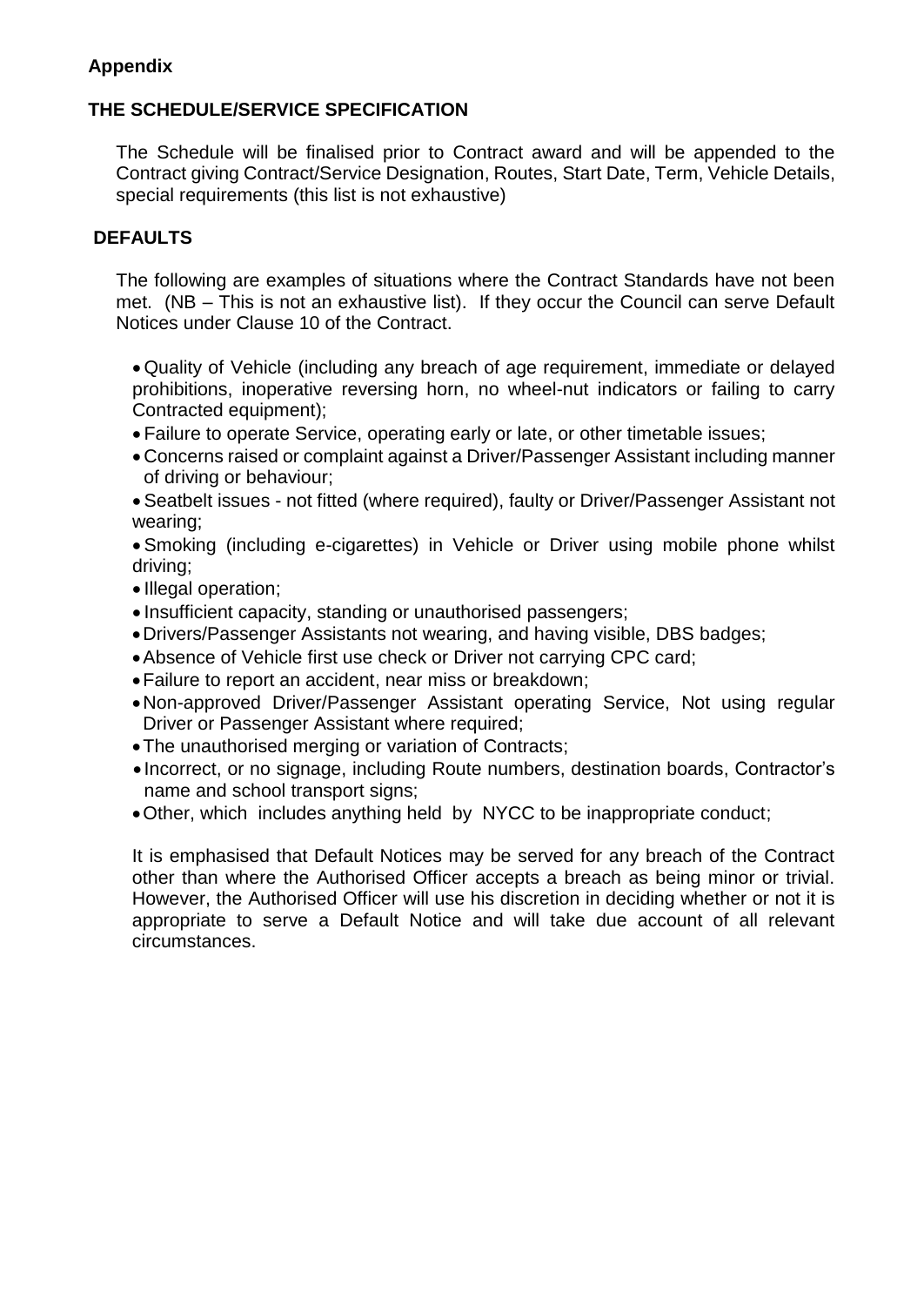**Appendix**

## THE SCHEDULE/SERVICE SPECIFICATION

The Schedule will be finalised prior to Contract award and will be appended to the Contract giving Contract/Service Designation, Routes, Start Date, Term, Vehicle Details, special requirements (this list is not exhaustive)

## DEFAULTS

The following are examples of situations where the Contract Standards have not been met. (NB – This is not an exhaustive list). If they occur the Council can serve Default Notices under Clause 10 of the Contract.

- Quality of Vehicle (including any breach of age requirement, immediate or delayed prohibitions, inoperative reversing horn, no wheel-nut indicators or failing to carry Contracted equipment);
- Failure to operate Service, operating early or late, or other timetable issues;
- Concerns raised or complaint against a Driver/Passenger Assistant including manner of driving or behaviour;
- Seatbelt issues - not fitted (where required), faulty or Driver/Passenger Assistant not wearing;
- Smoking (including e-cigarettes) in Vehicle or Driver using mobile phone whilst driving;
- Illegal operation;
- Insufficient capacity, standing or unauthorised passengers;
- Drivers/Passenger Assistants not wearing, and having visible, DBS badges;
- Absence of Vehicle first use check or Driver not carrying CPC card;
- Failure to report an accident, near miss or breakdown;
- Non-approved Driver/Passenger Assistant operating Service, Not using regular Driver or Passenger Assistant where required;
- The unauthorised merging or variation of Contracts;
- Incorrect, or no signage, including Route numbers, destination boards, Contractor's name and school transport signs;
- Other, which includes anything held by NYCC to be inappropriate conduct;

It is emphasised that Default Notices may be served for any breach of the Contract other than where the Authorised Officer accepts a breach as being minor or trivial. However, the Authorised Officer will use his discretion in deciding whether or not it is appropriate to serve a Default Notice and will take due account of all relevant circumstances.